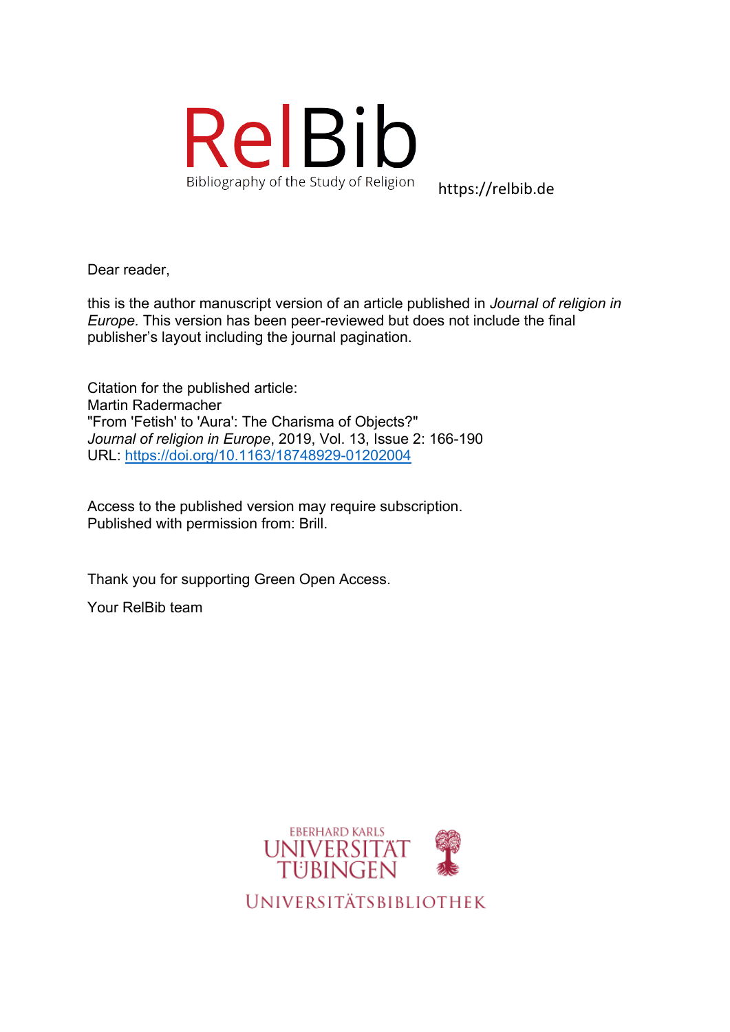RelBib
Bibliography of the Study of Religion

https://relbib.de

Dear reader,

this is the author manuscript version of an article published in *Journal of religion in Europe.* This version has been peer-reviewed but does not include the final publisher's layout including the journal pagination.

Citation for the published article:
Martin Radermacher
"From 'Fetish' to 'Aura': The Charisma of Objects?"
*Journal of religion in Europe*, 2019, Vol. 13, Issue 2: 166-190
URL: https://doi.org/10.1163/18748929-01202004

Access to the published version may require subscription.
Published with permission from: Brill.

Thank you for supporting Green Open Access.

Your RelBib team

EBERHARD KARLS
UNIVERSITÄT
TÜBINGEN
UNIVERSITÄTSBIBLIOTHEK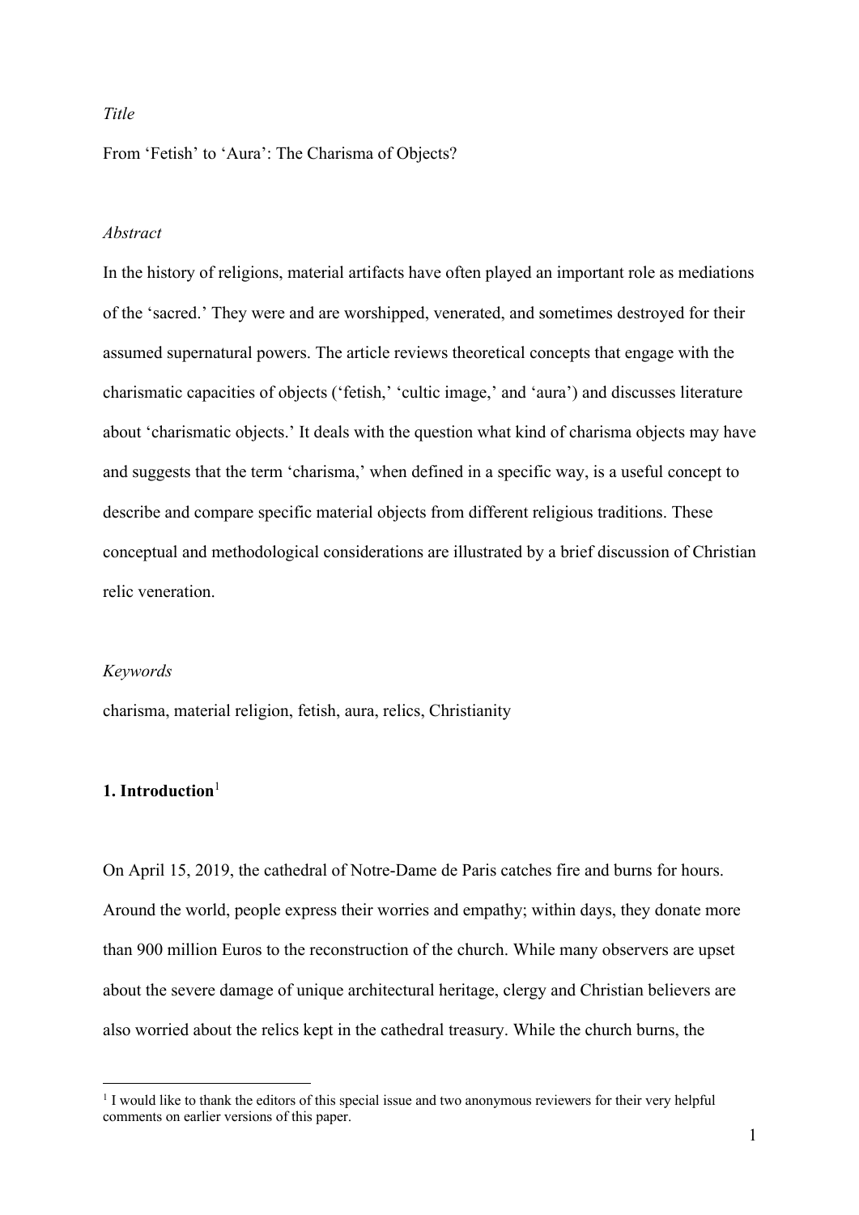*Title*

From 'Fetish' to 'Aura': The Charisma of Objects?

*Abstract*

In the history of religions, material artifacts have often played an important role as mediations of the 'sacred.' They were and are worshipped, venerated, and sometimes destroyed for their assumed supernatural powers. The article reviews theoretical concepts that engage with the charismatic capacities of objects ('fetish,' 'cultic image,' and 'aura') and discusses literature about 'charismatic objects.' It deals with the question what kind of charisma objects may have and suggests that the term 'charisma,' when defined in a specific way, is a useful concept to describe and compare specific material objects from different religious traditions. These conceptual and methodological considerations are illustrated by a brief discussion of Christian relic veneration.

*Keywords*

charisma, material religion, fetish, aura, relics, Christianity

## 1. Introduction[1]

On April 15, 2019, the cathedral of Notre-Dame de Paris catches fire and burns for hours. Around the world, people express their worries and empathy; within days, they donate more than 900 million Euros to the reconstruction of the church. While many observers are upset about the severe damage of unique architectural heritage, clergy and Christian believers are also worried about the relics kept in the cathedral treasury. While the church burns, the

[1] I would like to thank the editors of this special issue and two anonymous reviewers for their very helpful comments on earlier versions of this paper.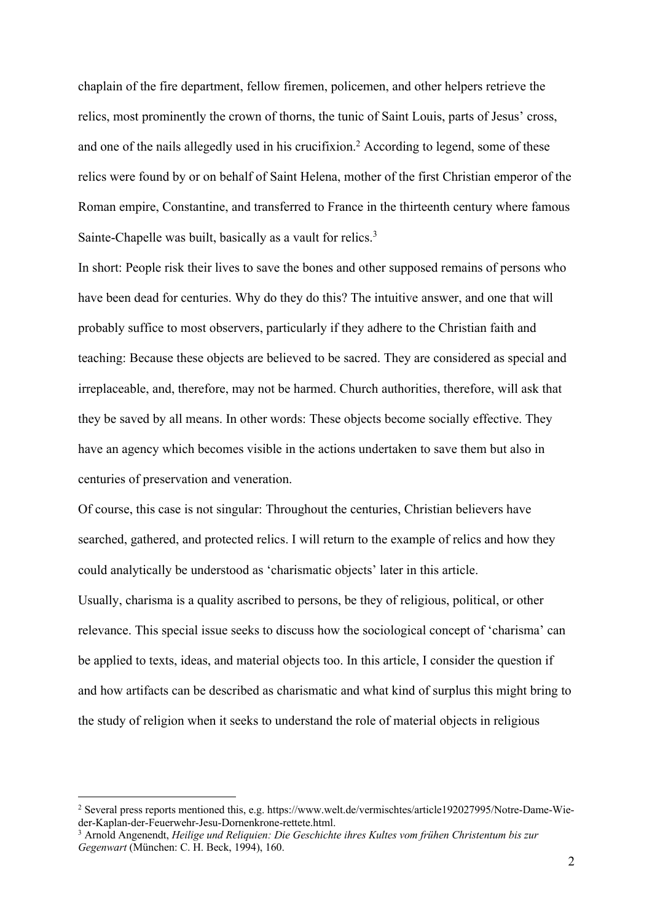chaplain of the fire department, fellow firemen, policemen, and other helpers retrieve the relics, most prominently the crown of thorns, the tunic of Saint Louis, parts of Jesus' cross, and one of the nails allegedly used in his crucifixion.[2] According to legend, some of these relics were found by or on behalf of Saint Helena, mother of the first Christian emperor of the Roman empire, Constantine, and transferred to France in the thirteenth century where famous Sainte-Chapelle was built, basically as a vault for relics.[3]

In short: People risk their lives to save the bones and other supposed remains of persons who have been dead for centuries. Why do they do this? The intuitive answer, and one that will probably suffice to most observers, particularly if they adhere to the Christian faith and teaching: Because these objects are believed to be sacred. They are considered as special and irreplaceable, and, therefore, may not be harmed. Church authorities, therefore, will ask that they be saved by all means. In other words: These objects become socially effective. They have an agency which becomes visible in the actions undertaken to save them but also in centuries of preservation and veneration.

Of course, this case is not singular: Throughout the centuries, Christian believers have searched, gathered, and protected relics. I will return to the example of relics and how they could analytically be understood as 'charismatic objects' later in this article.

Usually, charisma is a quality ascribed to persons, be they of religious, political, or other relevance. This special issue seeks to discuss how the sociological concept of 'charisma' can be applied to texts, ideas, and material objects too. In this article, I consider the question if and how artifacts can be described as charismatic and what kind of surplus this might bring to the study of religion when it seeks to understand the role of material objects in religious

---

[2] Several press reports mentioned this, e.g. https://www.welt.de/vermischtes/article192027995/Notre-Dame-Wieder-Kaplan-der-Feuerwehr-Jesu-Dornenkrone-rettete.html.

[3] Arnold Angenendt, *Heilige und Reliquien: Die Geschichte ihres Kultes vom frühen Christentum bis zur Gegenwart* (München: C. H. Beck, 1994), 160.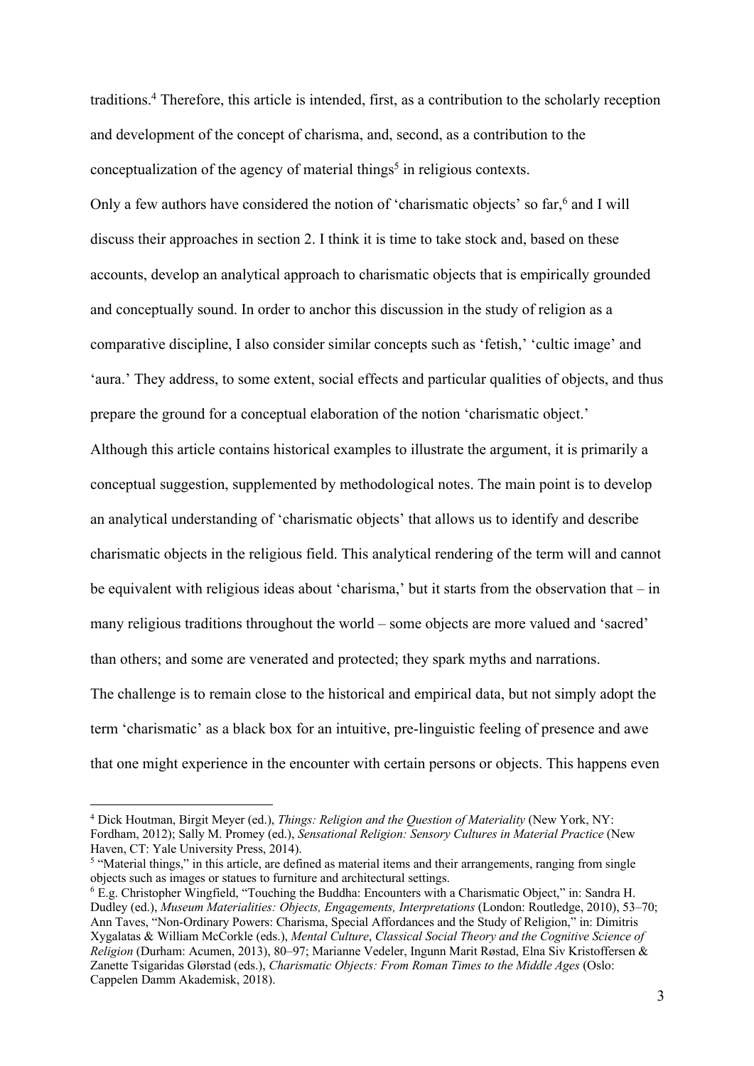traditions.[4] Therefore, this article is intended, first, as a contribution to the scholarly reception and development of the concept of charisma, and, second, as a contribution to the conceptualization of the agency of material things[5] in religious contexts.

Only a few authors have considered the notion of 'charismatic objects' so far,[6] and I will discuss their approaches in section 2. I think it is time to take stock and, based on these accounts, develop an analytical approach to charismatic objects that is empirically grounded and conceptually sound. In order to anchor this discussion in the study of religion as a comparative discipline, I also consider similar concepts such as 'fetish,' 'cultic image' and 'aura.' They address, to some extent, social effects and particular qualities of objects, and thus prepare the ground for a conceptual elaboration of the notion 'charismatic object.'

Although this article contains historical examples to illustrate the argument, it is primarily a conceptual suggestion, supplemented by methodological notes. The main point is to develop an analytical understanding of 'charismatic objects' that allows us to identify and describe charismatic objects in the religious field. This analytical rendering of the term will and cannot be equivalent with religious ideas about 'charisma,' but it starts from the observation that – in many religious traditions throughout the world – some objects are more valued and 'sacred' than others; and some are venerated and protected; they spark myths and narrations.

The challenge is to remain close to the historical and empirical data, but not simply adopt the term 'charismatic' as a black box for an intuitive, pre-linguistic feeling of presence and awe that one might experience in the encounter with certain persons or objects. This happens even

---

[4] Dick Houtman, Birgit Meyer (ed.), *Things: Religion and the Question of Materiality* (New York, NY: Fordham, 2012); Sally M. Promey (ed.), *Sensational Religion: Sensory Cultures in Material Practice* (New Haven, CT: Yale University Press, 2014).

[5] "Material things," in this article, are defined as material items and their arrangements, ranging from single objects such as images or statues to furniture and architectural settings.

[6] E.g. Christopher Wingfield, "Touching the Buddha: Encounters with a Charismatic Object," in: Sandra H. Dudley (ed.), *Museum Materialities: Objects, Engagements, Interpretations* (London: Routledge, 2010), 53–70; Ann Taves, "Non-Ordinary Powers: Charisma, Special Affordances and the Study of Religion," in: Dimitris Xygalatas & William McCorkle (eds.), *Mental Culture*, *Classical Social Theory and the Cognitive Science of Religion* (Durham: Acumen, 2013), 80–97; Marianne Vedeler, Ingunn Marit Røstad, Elna Siv Kristoffersen & Zanette Tsigaridas Glørstad (eds.), *Charismatic Objects: From Roman Times to the Middle Ages* (Oslo: Cappelen Damm Akademisk, 2018).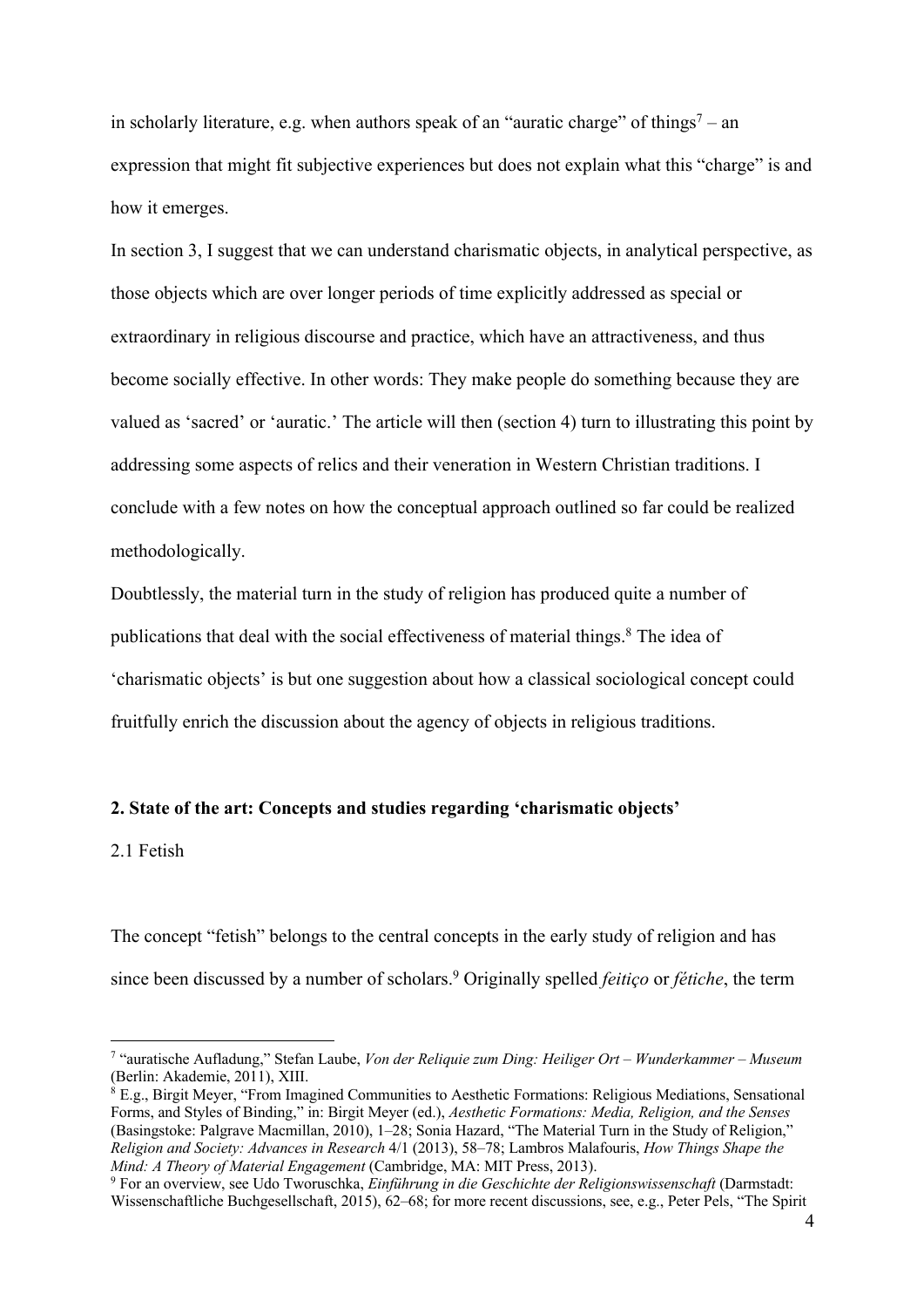in scholarly literature, e.g. when authors speak of an "auratic charge" of things[7] – an expression that might fit subjective experiences but does not explain what this "charge" is and how it emerges.

In section 3, I suggest that we can understand charismatic objects, in analytical perspective, as those objects which are over longer periods of time explicitly addressed as special or extraordinary in religious discourse and practice, which have an attractiveness, and thus become socially effective. In other words: They make people do something because they are valued as 'sacred' or 'auratic.' The article will then (section 4) turn to illustrating this point by addressing some aspects of relics and their veneration in Western Christian traditions. I conclude with a few notes on how the conceptual approach outlined so far could be realized methodologically.

Doubtlessly, the material turn in the study of religion has produced quite a number of publications that deal with the social effectiveness of material things.[8] The idea of 'charismatic objects' is but one suggestion about how a classical sociological concept could fruitfully enrich the discussion about the agency of objects in religious traditions.

## 2. State of the art: Concepts and studies regarding 'charismatic objects'

### 2.1 Fetish

The concept "fetish" belongs to the central concepts in the early study of religion and has since been discussed by a number of scholars.[9] Originally spelled *feitiço* or *fétiche*, the term

---

[7] "auratische Aufladung," Stefan Laube, *Von der Reliquie zum Ding: Heiliger Ort – Wunderkammer – Museum* (Berlin: Akademie, 2011), XIII.

[8] E.g., Birgit Meyer, "From Imagined Communities to Aesthetic Formations: Religious Mediations, Sensational Forms, and Styles of Binding," in: Birgit Meyer (ed.), *Aesthetic Formations: Media, Religion, and the Senses* (Basingstoke: Palgrave Macmillan, 2010), 1–28; Sonia Hazard, "The Material Turn in the Study of Religion," *Religion and Society: Advances in Research* 4/1 (2013), 58–78; Lambros Malafouris, *How Things Shape the Mind: A Theory of Material Engagement* (Cambridge, MA: MIT Press, 2013).

[9] For an overview, see Udo Tworuschka, *Einführung in die Geschichte der Religionswissenschaft* (Darmstadt: Wissenschaftliche Buchgesellschaft, 2015), 62–68; for more recent discussions, see, e.g., Peter Pels, "The Spirit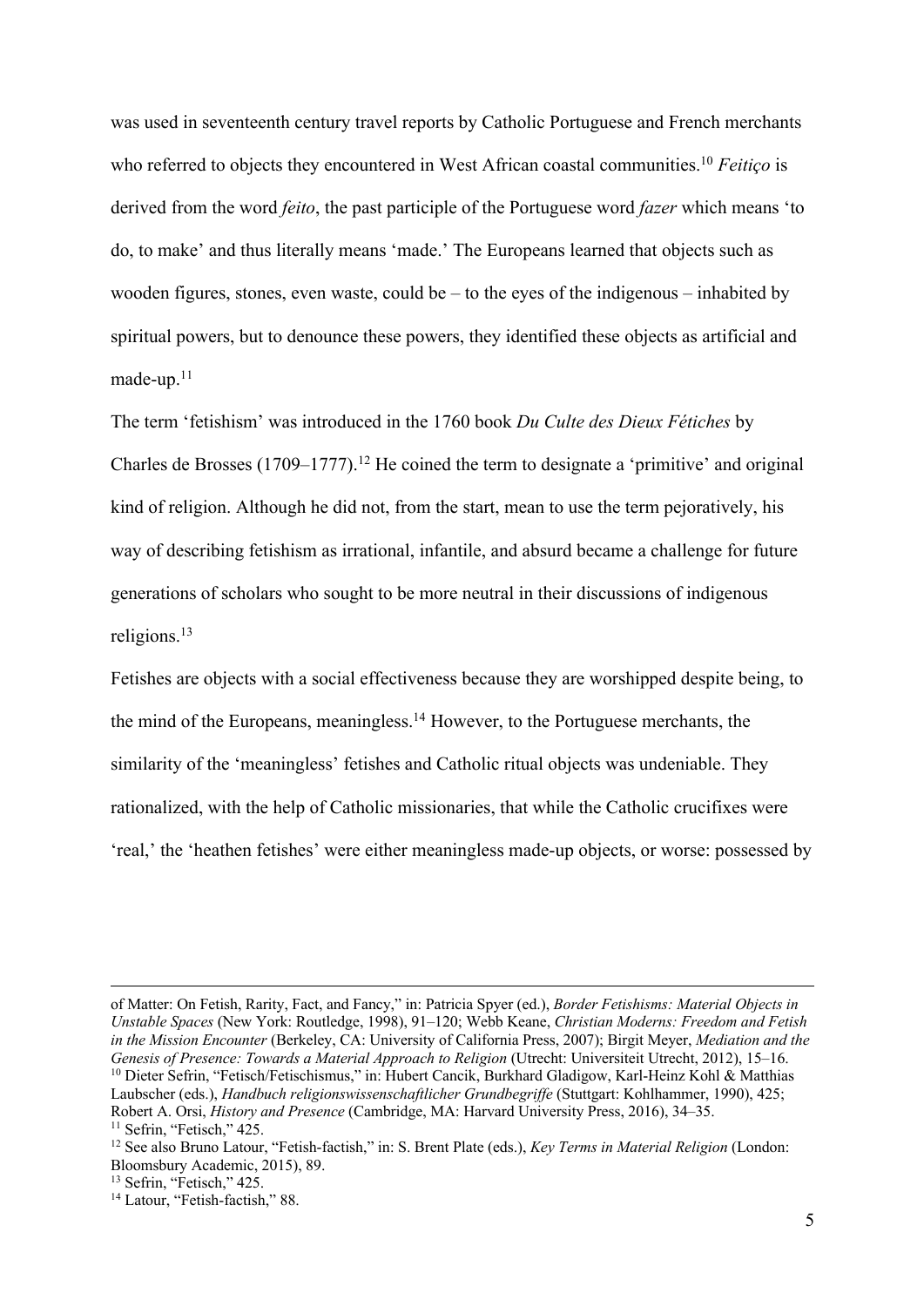was used in seventeenth century travel reports by Catholic Portuguese and French merchants who referred to objects they encountered in West African coastal communities.[10] *Feitiço* is derived from the word *feito*, the past participle of the Portuguese word *fazer* which means 'to do, to make' and thus literally means 'made.' The Europeans learned that objects such as wooden figures, stones, even waste, could be – to the eyes of the indigenous – inhabited by spiritual powers, but to denounce these powers, they identified these objects as artificial and made-up.[11]

The term 'fetishism' was introduced in the 1760 book *Du Culte des Dieux Fétiches* by Charles de Brosses (1709–1777).[12] He coined the term to designate a 'primitive' and original kind of religion. Although he did not, from the start, mean to use the term pejoratively, his way of describing fetishism as irrational, infantile, and absurd became a challenge for future generations of scholars who sought to be more neutral in their discussions of indigenous religions.[13]

Fetishes are objects with a social effectiveness because they are worshipped despite being, to the mind of the Europeans, meaningless.[14] However, to the Portuguese merchants, the similarity of the 'meaningless' fetishes and Catholic ritual objects was undeniable. They rationalized, with the help of Catholic missionaries, that while the Catholic crucifixes were 'real,' the 'heathen fetishes' were either meaningless made-up objects, or worse: possessed by

---

of Matter: On Fetish, Rarity, Fact, and Fancy," in: Patricia Spyer (ed.), *Border Fetishisms: Material Objects in Unstable Spaces* (New York: Routledge, 1998), 91–120; Webb Keane, *Christian Moderns: Freedom and Fetish in the Mission Encounter* (Berkeley, CA: University of California Press, 2007); Birgit Meyer, *Mediation and the Genesis of Presence: Towards a Material Approach to Religion* (Utrecht: Universiteit Utrecht, 2012), 15–16.

[10] Dieter Sefrin, "Fetisch/Fetischismus," in: Hubert Cancik, Burkhard Gladigow, Karl-Heinz Kohl & Matthias Laubscher (eds.), *Handbuch religionswissenschaftlicher Grundbegriffe* (Stuttgart: Kohlhammer, 1990), 425; Robert A. Orsi, *History and Presence* (Cambridge, MA: Harvard University Press, 2016), 34–35.

[11] Sefrin, "Fetisch," 425.

[12] See also Bruno Latour, "Fetish-factish," in: S. Brent Plate (eds.), *Key Terms in Material Religion* (London: Bloomsbury Academic, 2015), 89.

[13] Sefrin, "Fetisch," 425.

[14] Latour, "Fetish-factish," 88.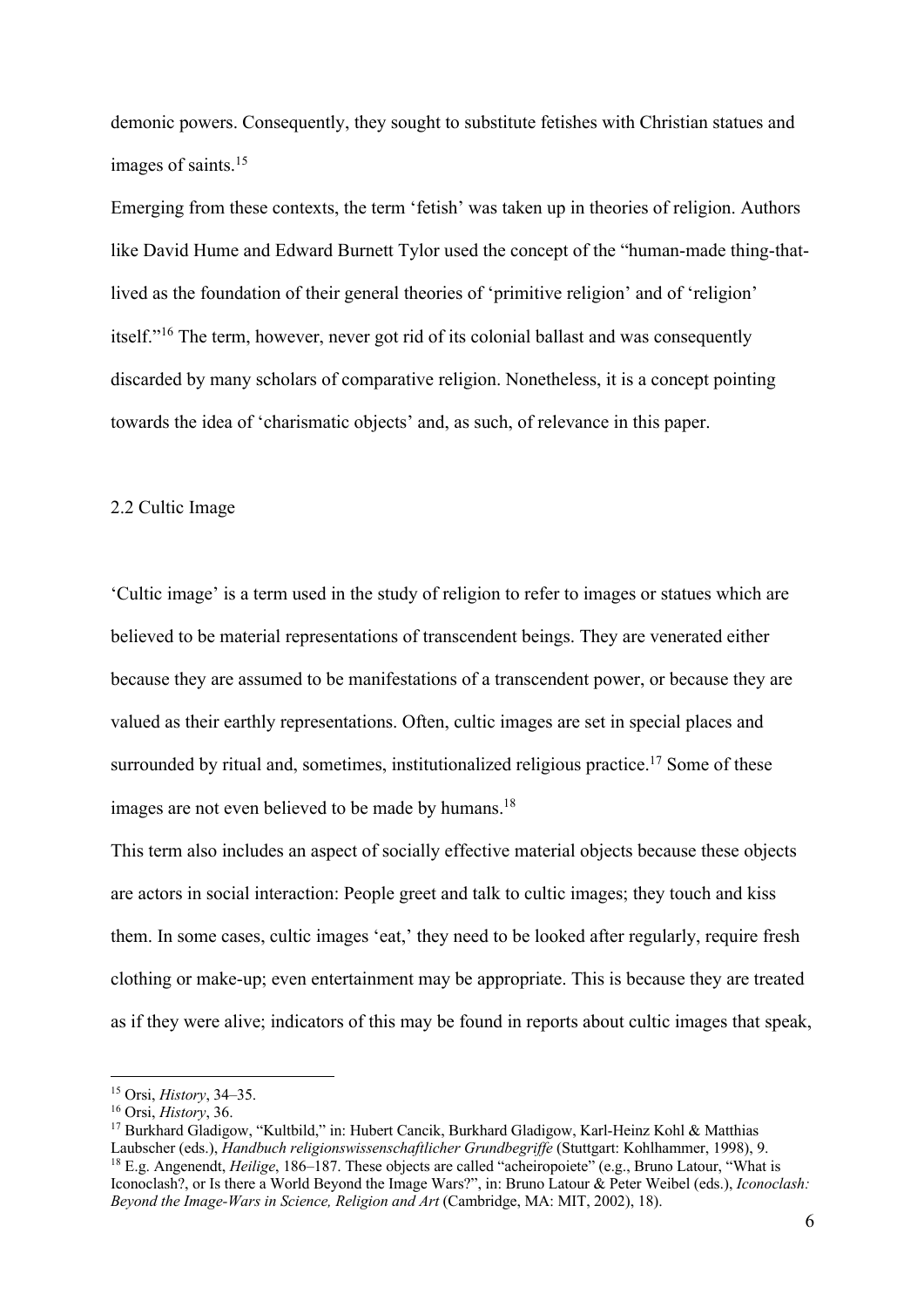demonic powers. Consequently, they sought to substitute fetishes with Christian statues and images of saints.[15]

Emerging from these contexts, the term 'fetish' was taken up in theories of religion. Authors like David Hume and Edward Burnett Tylor used the concept of the "human-made thing-that-lived as the foundation of their general theories of 'primitive religion' and of 'religion' itself."[16] The term, however, never got rid of its colonial ballast and was consequently discarded by many scholars of comparative religion. Nonetheless, it is a concept pointing towards the idea of 'charismatic objects' and, as such, of relevance in this paper.

## 2.2 Cultic Image

'Cultic image' is a term used in the study of religion to refer to images or statues which are believed to be material representations of transcendent beings. They are venerated either because they are assumed to be manifestations of a transcendent power, or because they are valued as their earthly representations. Often, cultic images are set in special places and surrounded by ritual and, sometimes, institutionalized religious practice.[17] Some of these images are not even believed to be made by humans.[18]

This term also includes an aspect of socially effective material objects because these objects are actors in social interaction: People greet and talk to cultic images; they touch and kiss them. In some cases, cultic images 'eat,' they need to be looked after regularly, require fresh clothing or make-up; even entertainment may be appropriate. This is because they are treated as if they were alive; indicators of this may be found in reports about cultic images that speak,

---

[15] Orsi, *History*, 34–35.

[16] Orsi, *History*, 36.

[17] Burkhard Gladigow, "Kultbild," in: Hubert Cancik, Burkhard Gladigow, Karl-Heinz Kohl & Matthias Laubscher (eds.), *Handbuch religionswissenschaftlicher Grundbegriffe* (Stuttgart: Kohlhammer, 1998), 9.

[18] E.g. Angenendt, *Heilige*, 186–187. These objects are called "acheiropoiete" (e.g., Bruno Latour, "What is Iconoclash?, or Is there a World Beyond the Image Wars?", in: Bruno Latour & Peter Weibel (eds.), *Iconoclash: Beyond the Image-Wars in Science, Religion and Art* (Cambridge, MA: MIT, 2002), 18).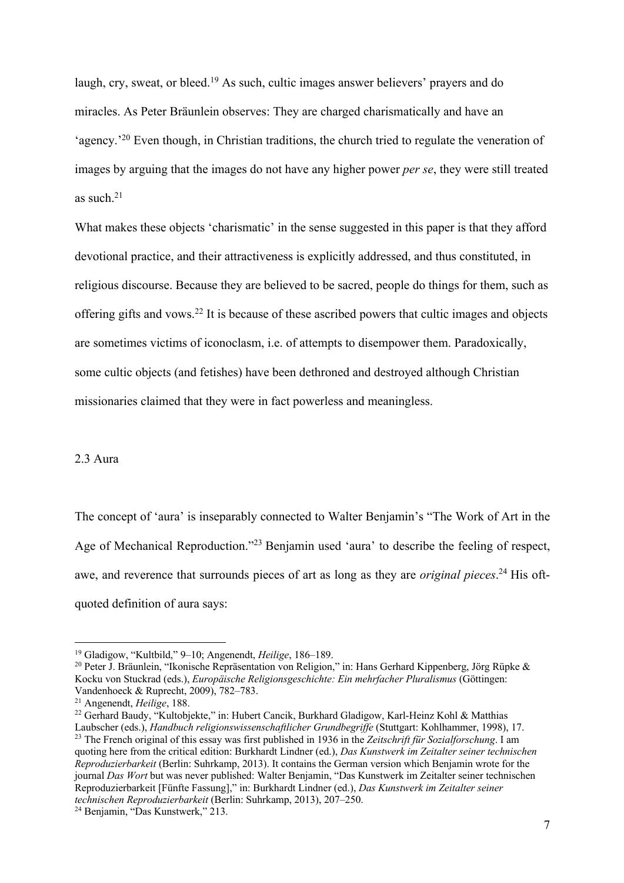laugh, cry, sweat, or bleed.[19] As such, cultic images answer believers' prayers and do miracles. As Peter Bräunlein observes: They are charged charismatically and have an 'agency.'[20] Even though, in Christian traditions, the church tried to regulate the veneration of images by arguing that the images do not have any higher power *per se*, they were still treated as such.[21]

What makes these objects 'charismatic' in the sense suggested in this paper is that they afford devotional practice, and their attractiveness is explicitly addressed, and thus constituted, in religious discourse. Because they are believed to be sacred, people do things for them, such as offering gifts and vows.[22] It is because of these ascribed powers that cultic images and objects are sometimes victims of iconoclasm, i.e. of attempts to disempower them. Paradoxically, some cultic objects (and fetishes) have been dethroned and destroyed although Christian missionaries claimed that they were in fact powerless and meaningless.

### 2.3 Aura

The concept of 'aura' is inseparably connected to Walter Benjamin's "The Work of Art in the Age of Mechanical Reproduction."[23] Benjamin used 'aura' to describe the feeling of respect, awe, and reverence that surrounds pieces of art as long as they are *original pieces*.[24] His oft-quoted definition of aura says:

---

[19] Gladigow, "Kultbild," 9–10; Angenendt, *Heilige*, 186–189.

[20] Peter J. Bräunlein, "Ikonische Repräsentation von Religion," in: Hans Gerhard Kippenberg, Jörg Rüpke & Kocku von Stuckrad (eds.), *Europäische Religionsgeschichte: Ein mehrfacher Pluralismus* (Göttingen: Vandenhoeck & Ruprecht, 2009), 782–783.

[21] Angenendt, *Heilige*, 188.

[22] Gerhard Baudy, "Kultobjekte," in: Hubert Cancik, Burkhard Gladigow, Karl-Heinz Kohl & Matthias Laubscher (eds.), *Handbuch religionswissenschaftlicher Grundbegriffe* (Stuttgart: Kohlhammer, 1998), 17.

[23] The French original of this essay was first published in 1936 in the *Zeitschrift für Sozialforschung*. I am quoting here from the critical edition: Burkhardt Lindner (ed.), *Das Kunstwerk im Zeitalter seiner technischen Reproduzierbarkeit* (Berlin: Suhrkamp, 2013). It contains the German version which Benjamin wrote for the journal *Das Wort* but was never published: Walter Benjamin, "Das Kunstwerk im Zeitalter seiner technischen Reproduzierbarkeit [Fünfte Fassung]," in: Burkhardt Lindner (ed.), *Das Kunstwerk im Zeitalter seiner technischen Reproduzierbarkeit* (Berlin: Suhrkamp, 2013), 207–250.

[24] Benjamin, "Das Kunstwerk," 213.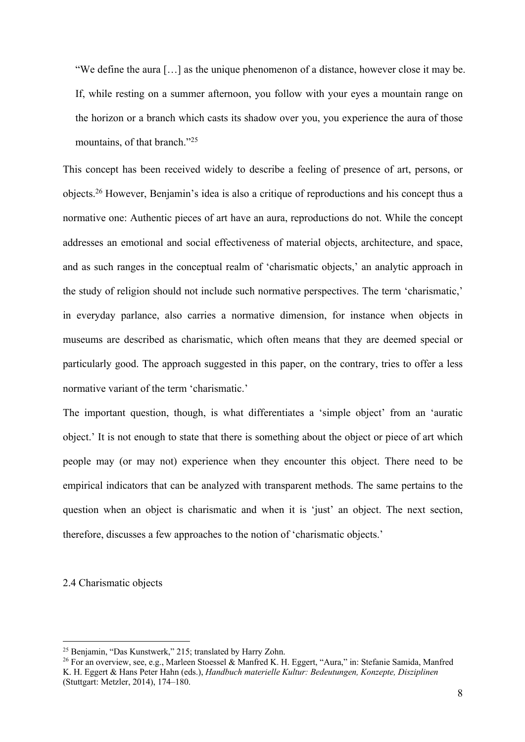> "We define the aura […] as the unique phenomenon of a distance, however close it may be. If, while resting on a summer afternoon, you follow with your eyes a mountain range on the horizon or a branch which casts its shadow over you, you experience the aura of those mountains, of that branch."[25]

This concept has been received widely to describe a feeling of presence of art, persons, or objects.[26] However, Benjamin's idea is also a critique of reproductions and his concept thus a normative one: Authentic pieces of art have an aura, reproductions do not. While the concept addresses an emotional and social effectiveness of material objects, architecture, and space, and as such ranges in the conceptual realm of 'charismatic objects,' an analytic approach in the study of religion should not include such normative perspectives. The term 'charismatic,' in everyday parlance, also carries a normative dimension, for instance when objects in museums are described as charismatic, which often means that they are deemed special or particularly good. The approach suggested in this paper, on the contrary, tries to offer a less normative variant of the term 'charismatic.'

The important question, though, is what differentiates a 'simple object' from an 'auratic object.' It is not enough to state that there is something about the object or piece of art which people may (or may not) experience when they encounter this object. There need to be empirical indicators that can be analyzed with transparent methods. The same pertains to the question when an object is charismatic and when it is 'just' an object. The next section, therefore, discusses a few approaches to the notion of 'charismatic objects.'

### 2.4 Charismatic objects

---

[25] Benjamin, "Das Kunstwerk," 215; translated by Harry Zohn.

[26] For an overview, see, e.g., Marleen Stoessel & Manfred K. H. Eggert, "Aura," in: Stefanie Samida, Manfred K. H. Eggert & Hans Peter Hahn (eds.), *Handbuch materielle Kultur: Bedeutungen, Konzepte, Disziplinen* (Stuttgart: Metzler, 2014), 174–180.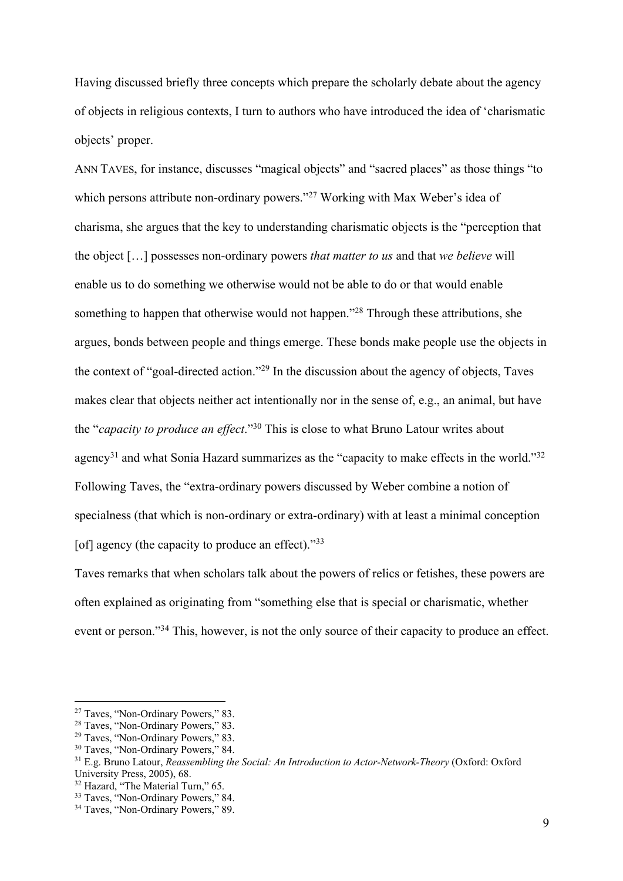Having discussed briefly three concepts which prepare the scholarly debate about the agency of objects in religious contexts, I turn to authors who have introduced the idea of 'charismatic objects' proper.

ANN TAVES, for instance, discusses "magical objects" and "sacred places" as those things "to which persons attribute non-ordinary powers."[27] Working with Max Weber's idea of charisma, she argues that the key to understanding charismatic objects is the "perception that the object […] possesses non-ordinary powers *that matter to us* and that *we believe* will enable us to do something we otherwise would not be able to do or that would enable something to happen that otherwise would not happen."[28] Through these attributions, she argues, bonds between people and things emerge. These bonds make people use the objects in the context of "goal-directed action."[29] In the discussion about the agency of objects, Taves makes clear that objects neither act intentionally nor in the sense of, e.g., an animal, but have the "*capacity to produce an effect*."[30] This is close to what Bruno Latour writes about agency[31] and what Sonia Hazard summarizes as the "capacity to make effects in the world."[32] Following Taves, the "extra-ordinary powers discussed by Weber combine a notion of specialness (that which is non-ordinary or extra-ordinary) with at least a minimal conception [of] agency (the capacity to produce an effect)."[33]

Taves remarks that when scholars talk about the powers of relics or fetishes, these powers are often explained as originating from "something else that is special or charismatic, whether event or person."[34] This, however, is not the only source of their capacity to produce an effect.

---

[27] Taves, "Non-Ordinary Powers," 83.
[28] Taves, "Non-Ordinary Powers," 83.
[29] Taves, "Non-Ordinary Powers," 83.
[30] Taves, "Non-Ordinary Powers," 84.
[31] E.g. Bruno Latour, *Reassembling the Social: An Introduction to Actor-Network-Theory* (Oxford: Oxford University Press, 2005), 68.
[32] Hazard, "The Material Turn," 65.
[33] Taves, "Non-Ordinary Powers," 84.
[34] Taves, "Non-Ordinary Powers," 89.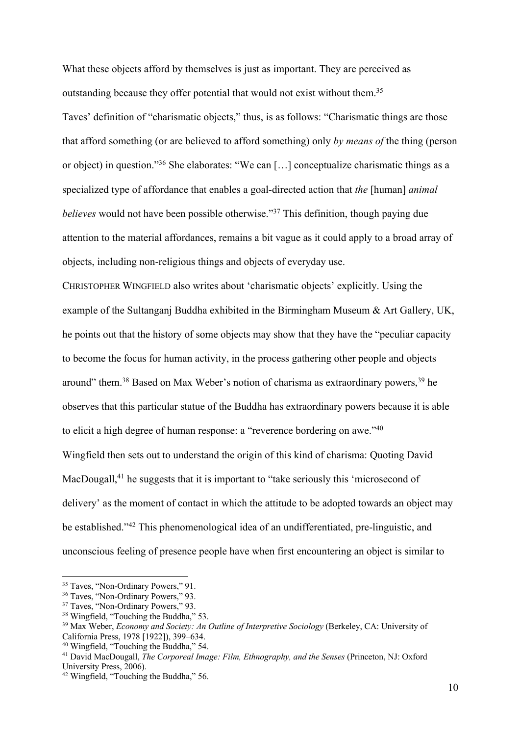What these objects afford by themselves is just as important. They are perceived as outstanding because they offer potential that would not exist without them.[35]

Taves' definition of "charismatic objects," thus, is as follows: "Charismatic things are those that afford something (or are believed to afford something) only *by means of* the thing (person or object) in question."[36] She elaborates: "We can […] conceptualize charismatic things as a specialized type of affordance that enables a goal-directed action that *the* [human] *animal believes* would not have been possible otherwise."[37] This definition, though paying due attention to the material affordances, remains a bit vague as it could apply to a broad array of objects, including non-religious things and objects of everyday use.

CHRISTOPHER WINGFIELD also writes about 'charismatic objects' explicitly. Using the example of the Sultanganj Buddha exhibited in the Birmingham Museum & Art Gallery, UK, he points out that the history of some objects may show that they have the "peculiar capacity to become the focus for human activity, in the process gathering other people and objects around" them.[38] Based on Max Weber's notion of charisma as extraordinary powers,[39] he observes that this particular statue of the Buddha has extraordinary powers because it is able to elicit a high degree of human response: a "reverence bordering on awe."[40]

Wingfield then sets out to understand the origin of this kind of charisma: Quoting David MacDougall,[41] he suggests that it is important to "take seriously this 'microsecond of delivery' as the moment of contact in which the attitude to be adopted towards an object may be established."[42] This phenomenological idea of an undifferentiated, pre-linguistic, and unconscious feeling of presence people have when first encountering an object is similar to

---

[35] Taves, "Non-Ordinary Powers," 91.

[36] Taves, "Non-Ordinary Powers," 93.

[37] Taves, "Non-Ordinary Powers," 93.

[38] Wingfield, "Touching the Buddha," 53.

[39] Max Weber, *Economy and Society: An Outline of Interpretive Sociology* (Berkeley, CA: University of California Press, 1978 [1922]), 399–634.

[40] Wingfield, "Touching the Buddha," 54.

[41] David MacDougall, *The Corporeal Image: Film, Ethnography, and the Senses* (Princeton, NJ: Oxford University Press, 2006).

[42] Wingfield, "Touching the Buddha," 56.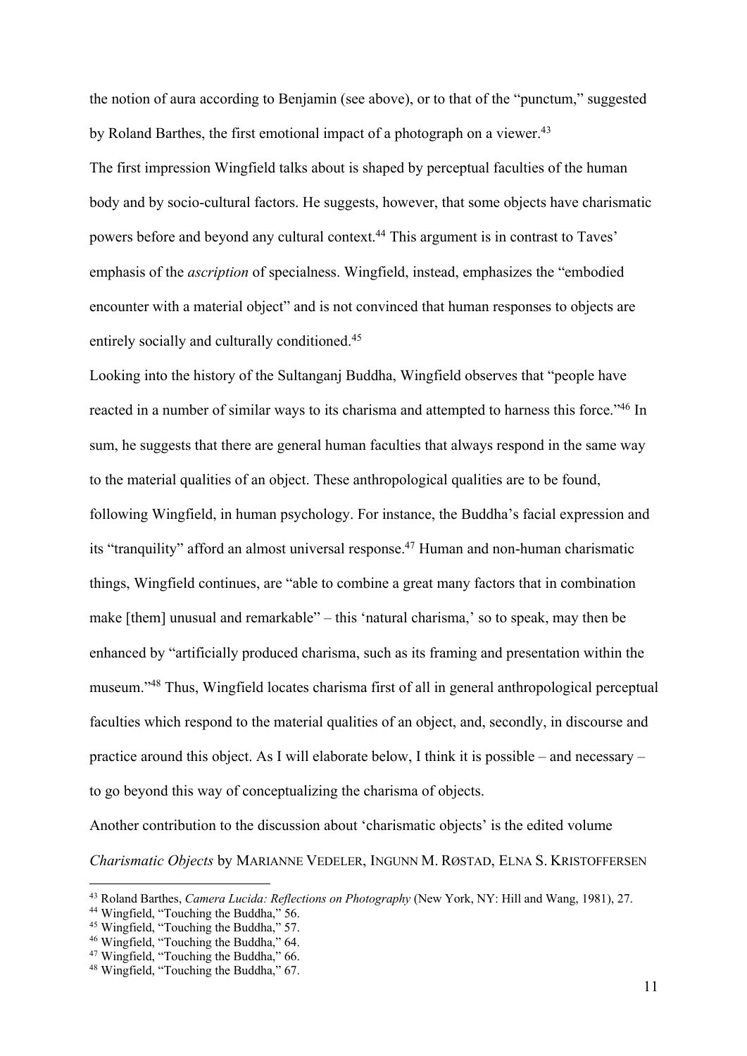the notion of aura according to Benjamin (see above), or to that of the "punctum," suggested by Roland Barthes, the first emotional impact of a photograph on a viewer.[43]

The first impression Wingfield talks about is shaped by perceptual faculties of the human body and by socio-cultural factors. He suggests, however, that some objects have charismatic powers before and beyond any cultural context.[44] This argument is in contrast to Taves' emphasis of the *ascription* of specialness. Wingfield, instead, emphasizes the "embodied encounter with a material object" and is not convinced that human responses to objects are entirely socially and culturally conditioned.[45]

Looking into the history of the Sultanganj Buddha, Wingfield observes that "people have reacted in a number of similar ways to its charisma and attempted to harness this force."[46] In sum, he suggests that there are general human faculties that always respond in the same way to the material qualities of an object. These anthropological qualities are to be found, following Wingfield, in human psychology. For instance, the Buddha's facial expression and its "tranquility" afford an almost universal response.[47] Human and non-human charismatic things, Wingfield continues, are "able to combine a great many factors that in combination make [them] unusual and remarkable" – this 'natural charisma,' so to speak, may then be enhanced by "artificially produced charisma, such as its framing and presentation within the museum."[48] Thus, Wingfield locates charisma first of all in general anthropological perceptual faculties which respond to the material qualities of an object, and, secondly, in discourse and practice around this object. As I will elaborate below, I think it is possible – and necessary – to go beyond this way of conceptualizing the charisma of objects.

Another contribution to the discussion about 'charismatic objects' is the edited volume *Charismatic Objects* by Marianne Vedeler, Ingunn M. Røstad, Elna S. Kristoffersen

---

[43] Roland Barthes, *Camera Lucida: Reflections on Photography* (New York, NY: Hill and Wang, 1981), 27.

[44] Wingfield, "Touching the Buddha," 56.

[45] Wingfield, "Touching the Buddha," 57.

[46] Wingfield, "Touching the Buddha," 64.

[47] Wingfield, "Touching the Buddha," 66.

[48] Wingfield, "Touching the Buddha," 67.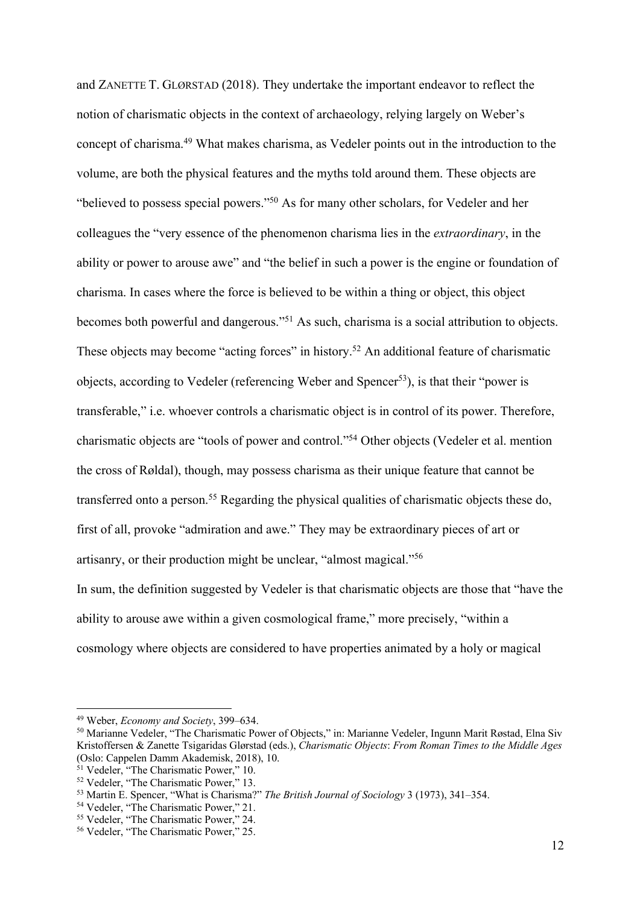and ZANETTE T. GLØRSTAD (2018). They undertake the important endeavor to reflect the notion of charismatic objects in the context of archaeology, relying largely on Weber's concept of charisma.[49] What makes charisma, as Vedeler points out in the introduction to the volume, are both the physical features and the myths told around them. These objects are "believed to possess special powers."[50] As for many other scholars, for Vedeler and her colleagues the "very essence of the phenomenon charisma lies in the *extraordinary*, in the ability or power to arouse awe" and "the belief in such a power is the engine or foundation of charisma. In cases where the force is believed to be within a thing or object, this object becomes both powerful and dangerous."[51] As such, charisma is a social attribution to objects. These objects may become "acting forces" in history.[52] An additional feature of charismatic objects, according to Vedeler (referencing Weber and Spencer[53]), is that their "power is transferable," i.e. whoever controls a charismatic object is in control of its power. Therefore, charismatic objects are "tools of power and control."[54] Other objects (Vedeler et al. mention the cross of Røldal), though, may possess charisma as their unique feature that cannot be transferred onto a person.[55] Regarding the physical qualities of charismatic objects these do, first of all, provoke "admiration and awe." They may be extraordinary pieces of art or artisanry, or their production might be unclear, "almost magical."[56]

In sum, the definition suggested by Vedeler is that charismatic objects are those that "have the ability to arouse awe within a given cosmological frame," more precisely, "within a cosmology where objects are considered to have properties animated by a holy or magical

---

[49] Weber, *Economy and Society*, 399–634.

[50] Marianne Vedeler, "The Charismatic Power of Objects," in: Marianne Vedeler, Ingunn Marit Røstad, Elna Siv Kristoffersen & Zanette Tsigaridas Glørstad (eds.), *Charismatic Objects*: *From Roman Times to the Middle Ages* (Oslo: Cappelen Damm Akademisk, 2018), 10.

[51] Vedeler, "The Charismatic Power," 10.

[52] Vedeler, "The Charismatic Power," 13.

[53] Martin E. Spencer, "What is Charisma?" *The British Journal of Sociology* 3 (1973), 341–354.

[54] Vedeler, "The Charismatic Power," 21.

[55] Vedeler, "The Charismatic Power," 24.

[56] Vedeler, "The Charismatic Power," 25.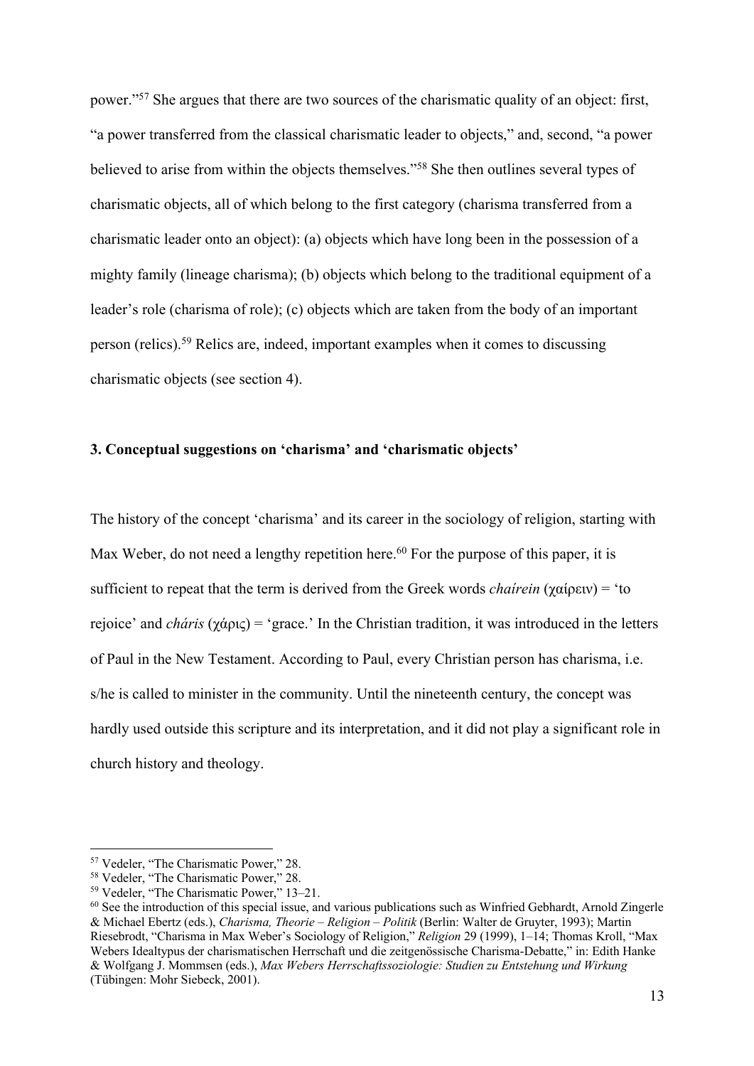power."[57] She argues that there are two sources of the charismatic quality of an object: first, "a power transferred from the classical charismatic leader to objects," and, second, "a power believed to arise from within the objects themselves."[58] She then outlines several types of charismatic objects, all of which belong to the first category (charisma transferred from a charismatic leader onto an object): (a) objects which have long been in the possession of a mighty family (lineage charisma); (b) objects which belong to the traditional equipment of a leader's role (charisma of role); (c) objects which are taken from the body of an important person (relics).[59] Relics are, indeed, important examples when it comes to discussing charismatic objects (see section 4).

### 3. Conceptual suggestions on 'charisma' and 'charismatic objects'

The history of the concept 'charisma' and its career in the sociology of religion, starting with Max Weber, do not need a lengthy repetition here.[60] For the purpose of this paper, it is sufficient to repeat that the term is derived from the Greek words *chaírein* (χαίρειν) = 'to rejoice' and *cháris* (χάρις) = 'grace.' In the Christian tradition, it was introduced in the letters of Paul in the New Testament. According to Paul, every Christian person has charisma, i.e. s/he is called to minister in the community. Until the nineteenth century, the concept was hardly used outside this scripture and its interpretation, and it did not play a significant role in church history and theology.

---

[57] Vedeler, "The Charismatic Power," 28.

[58] Vedeler, "The Charismatic Power," 28.

[59] Vedeler, "The Charismatic Power," 13–21.

[60] See the introduction of this special issue, and various publications such as Winfried Gebhardt, Arnold Zingerle & Michael Ebertz (eds.), *Charisma, Theorie – Religion – Politik* (Berlin: Walter de Gruyter, 1993); Martin Riesebrodt, "Charisma in Max Weber's Sociology of Religion," *Religion* 29 (1999), 1–14; Thomas Kroll, "Max Webers Idealtypus der charismatischen Herrschaft und die zeitgenössische Charisma-Debatte," in: Edith Hanke & Wolfgang J. Mommsen (eds.), *Max Webers Herrschaftssoziologie: Studien zu Entstehung und Wirkung* (Tübingen: Mohr Siebeck, 2001).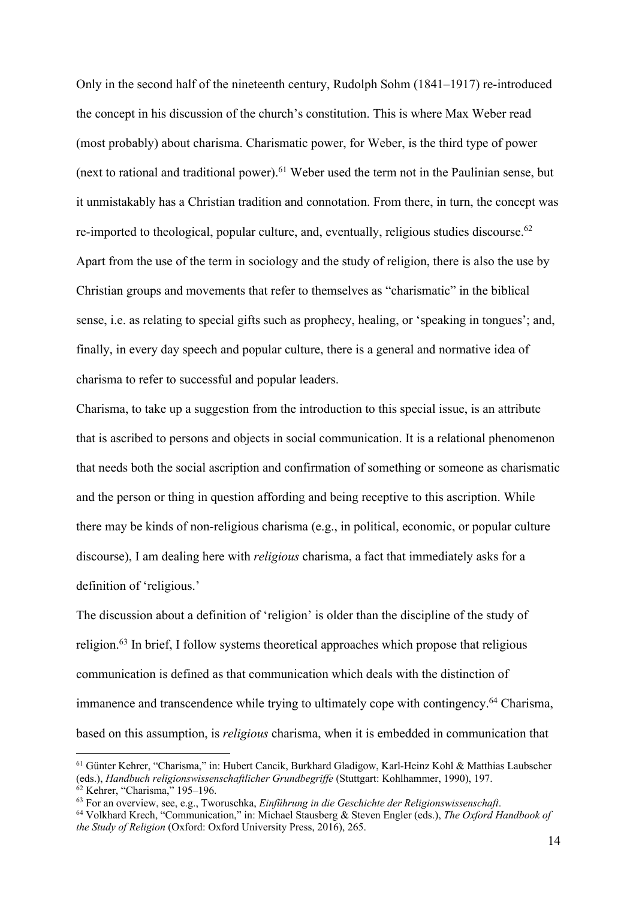Only in the second half of the nineteenth century, Rudolph Sohm (1841–1917) re-introduced the concept in his discussion of the church's constitution. This is where Max Weber read (most probably) about charisma. Charismatic power, for Weber, is the third type of power (next to rational and traditional power).[61] Weber used the term not in the Paulinian sense, but it unmistakably has a Christian tradition and connotation. From there, in turn, the concept was re-imported to theological, popular culture, and, eventually, religious studies discourse.[62] Apart from the use of the term in sociology and the study of religion, there is also the use by Christian groups and movements that refer to themselves as "charismatic" in the biblical sense, i.e. as relating to special gifts such as prophecy, healing, or 'speaking in tongues'; and, finally, in every day speech and popular culture, there is a general and normative idea of charisma to refer to successful and popular leaders.

Charisma, to take up a suggestion from the introduction to this special issue, is an attribute that is ascribed to persons and objects in social communication. It is a relational phenomenon that needs both the social ascription and confirmation of something or someone as charismatic and the person or thing in question affording and being receptive to this ascription. While there may be kinds of non-religious charisma (e.g., in political, economic, or popular culture discourse), I am dealing here with *religious* charisma, a fact that immediately asks for a definition of 'religious.'

The discussion about a definition of 'religion' is older than the discipline of the study of religion.[63] In brief, I follow systems theoretical approaches which propose that religious communication is defined as that communication which deals with the distinction of immanence and transcendence while trying to ultimately cope with contingency.[64] Charisma, based on this assumption, is *religious* charisma, when it is embedded in communication that

---

[61] Günter Kehrer, "Charisma," in: Hubert Cancik, Burkhard Gladigow, Karl-Heinz Kohl & Matthias Laubscher (eds.), *Handbuch religionswissenschaftlicher Grundbegriffe* (Stuttgart: Kohlhammer, 1990), 197.

[62] Kehrer, "Charisma," 195–196.

[63] For an overview, see, e.g., Tworuschka, *Einführung in die Geschichte der Religionswissenschaft*.

[64] Volkhard Krech, "Communication," in: Michael Stausberg & Steven Engler (eds.), *The Oxford Handbook of the Study of Religion* (Oxford: Oxford University Press, 2016), 265.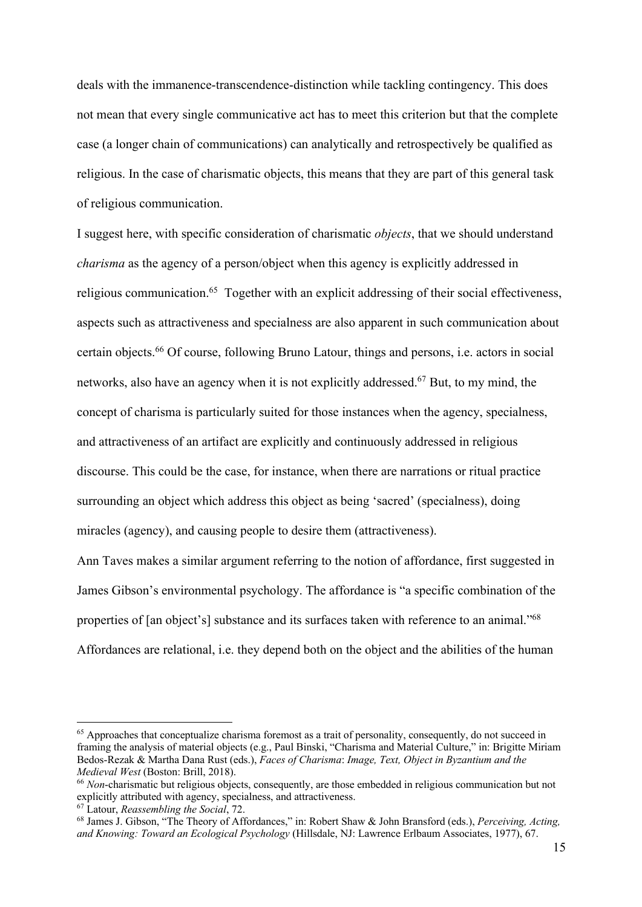deals with the immanence-transcendence-distinction while tackling contingency. This does not mean that every single communicative act has to meet this criterion but that the complete case (a longer chain of communications) can analytically and retrospectively be qualified as religious. In the case of charismatic objects, this means that they are part of this general task of religious communication.

I suggest here, with specific consideration of charismatic *objects*, that we should understand *charisma* as the agency of a person/object when this agency is explicitly addressed in religious communication.[65] Together with an explicit addressing of their social effectiveness, aspects such as attractiveness and specialness are also apparent in such communication about certain objects.[66] Of course, following Bruno Latour, things and persons, i.e. actors in social networks, also have an agency when it is not explicitly addressed.[67] But, to my mind, the concept of charisma is particularly suited for those instances when the agency, specialness, and attractiveness of an artifact are explicitly and continuously addressed in religious discourse. This could be the case, for instance, when there are narrations or ritual practice surrounding an object which address this object as being 'sacred' (specialness), doing miracles (agency), and causing people to desire them (attractiveness).

Ann Taves makes a similar argument referring to the notion of affordance, first suggested in James Gibson's environmental psychology. The affordance is "a specific combination of the properties of [an object's] substance and its surfaces taken with reference to an animal."[68] Affordances are relational, i.e. they depend both on the object and the abilities of the human

---

[65] Approaches that conceptualize charisma foremost as a trait of personality, consequently, do not succeed in framing the analysis of material objects (e.g., Paul Binski, "Charisma and Material Culture," in: Brigitte Miriam Bedos-Rezak & Martha Dana Rust (eds.), *Faces of Charisma*: *Image, Text, Object in Byzantium and the Medieval West* (Boston: Brill, 2018).

[66] *Non*-charismatic but religious objects, consequently, are those embedded in religious communication but not explicitly attributed with agency, specialness, and attractiveness.

[67] Latour, *Reassembling the Social*, 72.

[68] James J. Gibson, "The Theory of Affordances," in: Robert Shaw & John Bransford (eds.), *Perceiving, Acting, and Knowing: Toward an Ecological Psychology* (Hillsdale, NJ: Lawrence Erlbaum Associates, 1977), 67.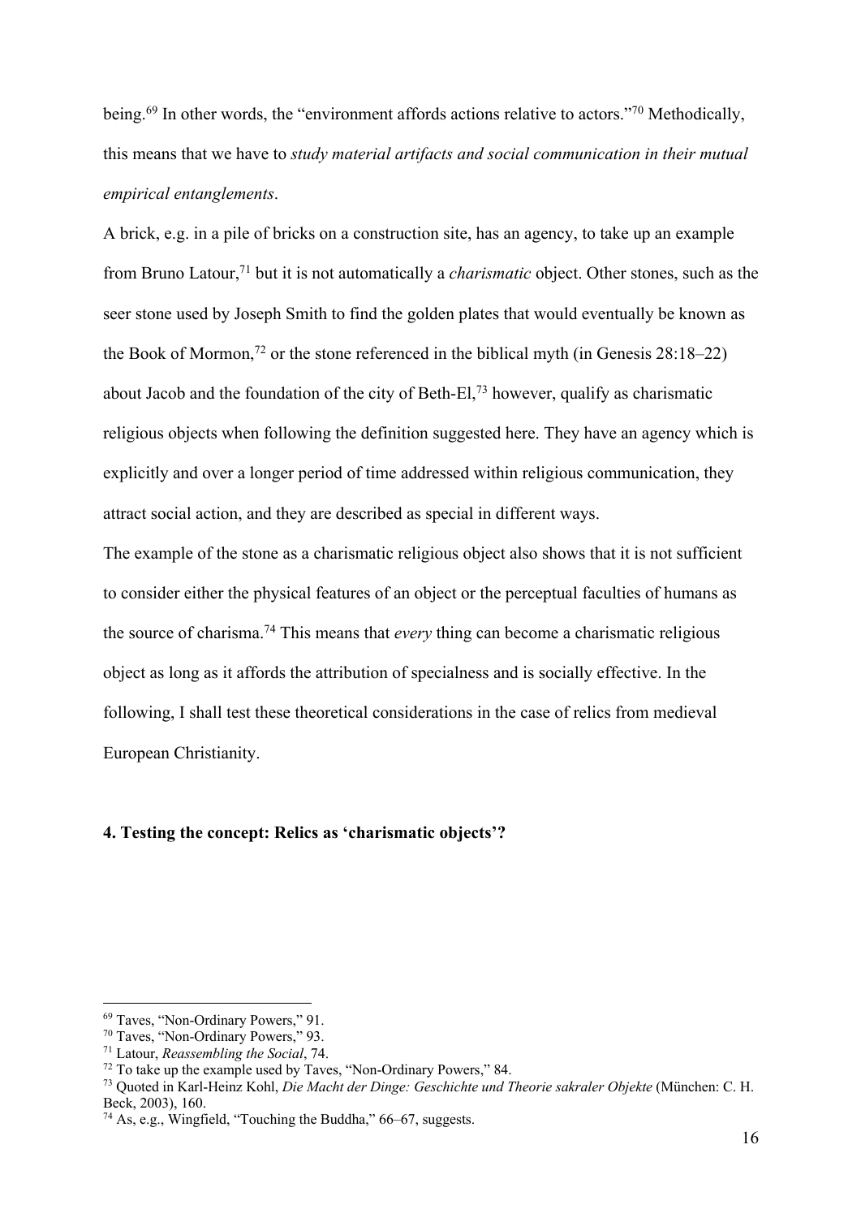being.[69] In other words, the "environment affords actions relative to actors."[70] Methodically, this means that we have to *study material artifacts and social communication in their mutual empirical entanglements*.

A brick, e.g. in a pile of bricks on a construction site, has an agency, to take up an example from Bruno Latour,[71] but it is not automatically a *charismatic* object. Other stones, such as the seer stone used by Joseph Smith to find the golden plates that would eventually be known as the Book of Mormon,[72] or the stone referenced in the biblical myth (in Genesis 28:18–22) about Jacob and the foundation of the city of Beth-El,[73] however, qualify as charismatic religious objects when following the definition suggested here. They have an agency which is explicitly and over a longer period of time addressed within religious communication, they attract social action, and they are described as special in different ways.

The example of the stone as a charismatic religious object also shows that it is not sufficient to consider either the physical features of an object or the perceptual faculties of humans as the source of charisma.[74] This means that *every* thing can become a charismatic religious object as long as it affords the attribution of specialness and is socially effective. In the following, I shall test these theoretical considerations in the case of relics from medieval European Christianity.

## 4. Testing the concept: Relics as 'charismatic objects'?

---

[69] Taves, "Non-Ordinary Powers," 91.

[70] Taves, "Non-Ordinary Powers," 93.

[71] Latour, *Reassembling the Social*, 74.

[72] To take up the example used by Taves, "Non-Ordinary Powers," 84.

[73] Quoted in Karl-Heinz Kohl, *Die Macht der Dinge: Geschichte und Theorie sakraler Objekte* (München: C. H. Beck, 2003), 160.

[74] As, e.g., Wingfield, "Touching the Buddha," 66–67, suggests.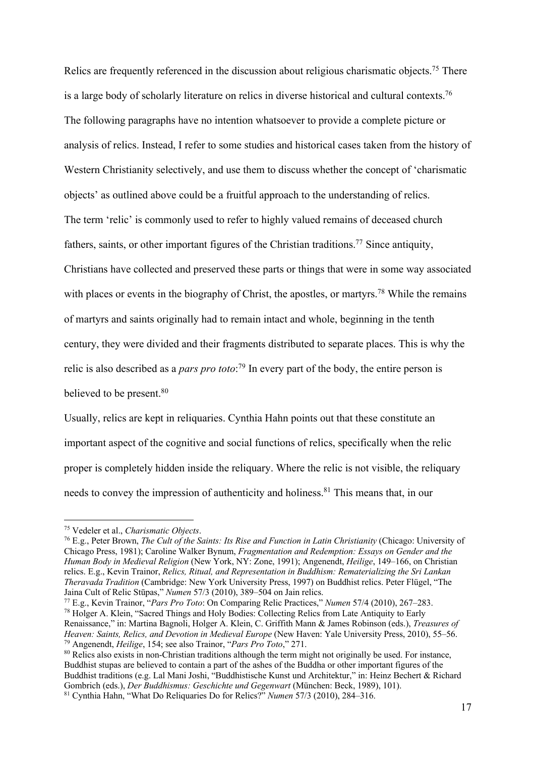Relics are frequently referenced in the discussion about religious charismatic objects.[75] There is a large body of scholarly literature on relics in diverse historical and cultural contexts.[76] The following paragraphs have no intention whatsoever to provide a complete picture or analysis of relics. Instead, I refer to some studies and historical cases taken from the history of Western Christianity selectively, and use them to discuss whether the concept of 'charismatic objects' as outlined above could be a fruitful approach to the understanding of relics.

The term 'relic' is commonly used to refer to highly valued remains of deceased church fathers, saints, or other important figures of the Christian traditions.[77] Since antiquity, Christians have collected and preserved these parts or things that were in some way associated with places or events in the biography of Christ, the apostles, or martyrs.[78] While the remains of martyrs and saints originally had to remain intact and whole, beginning in the tenth century, they were divided and their fragments distributed to separate places. This is why the relic is also described as a *pars pro toto*:[79] In every part of the body, the entire person is believed to be present.[80]

Usually, relics are kept in reliquaries. Cynthia Hahn points out that these constitute an important aspect of the cognitive and social functions of relics, specifically when the relic proper is completely hidden inside the reliquary. Where the relic is not visible, the reliquary needs to convey the impression of authenticity and holiness.[81] This means that, in our

---

[75] Vedeler et al., *Charismatic Objects*.

[76] E.g., Peter Brown, *The Cult of the Saints: Its Rise and Function in Latin Christianity* (Chicago: University of Chicago Press, 1981); Caroline Walker Bynum, *Fragmentation and Redemption: Essays on Gender and the Human Body in Medieval Religion* (New York, NY: Zone, 1991); Angenendt, *Heilige*, 149–166, on Christian relics. E.g., Kevin Trainor, *Relics, Ritual, and Representation in Buddhism: Rematerializing the Sri Lankan Theravada Tradition* (Cambridge: New York University Press, 1997) on Buddhist relics. Peter Flügel, "The Jaina Cult of Relic Stūpas," *Numen* 57/3 (2010), 389–504 on Jain relics.

[77] E.g., Kevin Trainor, "*Pars Pro Toto*: On Comparing Relic Practices," *Numen* 57/4 (2010), 267–283.

[78] Holger A. Klein, "Sacred Things and Holy Bodies: Collecting Relics from Late Antiquity to Early Renaissance," in: Martina Bagnoli, Holger A. Klein, C. Griffith Mann & James Robinson (eds.), *Treasures of Heaven: Saints, Relics, and Devotion in Medieval Europe* (New Haven: Yale University Press, 2010), 55–56.

[79] Angenendt, *Heilige*, 154; see also Trainor, "*Pars Pro Toto*," 271.

[80] Relics also exists in non-Christian traditions although the term might not originally be used. For instance, Buddhist stupas are believed to contain a part of the ashes of the Buddha or other important figures of the Buddhist traditions (e.g. Lal Mani Joshi, "Buddhistische Kunst und Architektur," in: Heinz Bechert & Richard Gombrich (eds.), *Der Buddhismus: Geschichte und Gegenwart* (München: Beck, 1989), 101).

[81] Cynthia Hahn, "What Do Reliquaries Do for Relics?" *Numen* 57/3 (2010), 284–316.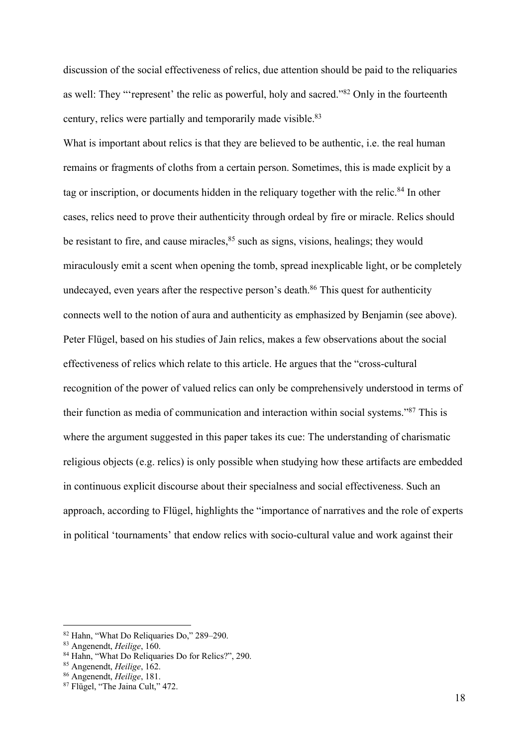discussion of the social effectiveness of relics, due attention should be paid to the reliquaries as well: They "'represent' the relic as powerful, holy and sacred."[82] Only in the fourteenth century, relics were partially and temporarily made visible.[83]

What is important about relics is that they are believed to be authentic, i.e. the real human remains or fragments of cloths from a certain person. Sometimes, this is made explicit by a tag or inscription, or documents hidden in the reliquary together with the relic.[84] In other cases, relics need to prove their authenticity through ordeal by fire or miracle. Relics should be resistant to fire, and cause miracles,[85] such as signs, visions, healings; they would miraculously emit a scent when opening the tomb, spread inexplicable light, or be completely undecayed, even years after the respective person's death.[86] This quest for authenticity connects well to the notion of aura and authenticity as emphasized by Benjamin (see above). Peter Flügel, based on his studies of Jain relics, makes a few observations about the social effectiveness of relics which relate to this article. He argues that the "cross-cultural recognition of the power of valued relics can only be comprehensively understood in terms of their function as media of communication and interaction within social systems."[87] This is where the argument suggested in this paper takes its cue: The understanding of charismatic religious objects (e.g. relics) is only possible when studying how these artifacts are embedded in continuous explicit discourse about their specialness and social effectiveness. Such an approach, according to Flügel, highlights the "importance of narratives and the role of experts in political 'tournaments' that endow relics with socio-cultural value and work against their

---

[82] Hahn, "What Do Reliquaries Do," 289–290.
[83] Angenendt, *Heilige*, 160.
[84] Hahn, "What Do Reliquaries Do for Relics?", 290.
[85] Angenendt, *Heilige*, 162.
[86] Angenendt, *Heilige*, 181.
[87] Flügel, "The Jaina Cult," 472.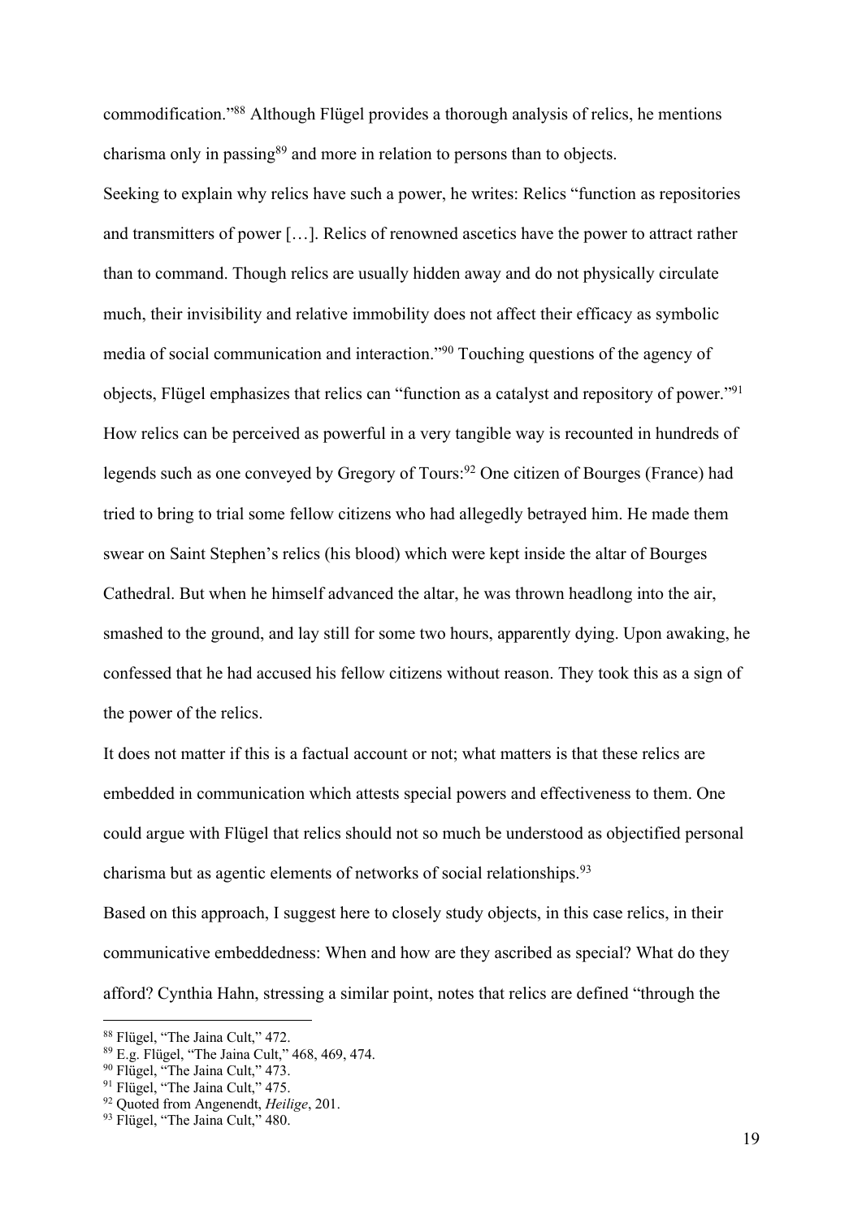commodification."[88] Although Flügel provides a thorough analysis of relics, he mentions charisma only in passing[89] and more in relation to persons than to objects.

Seeking to explain why relics have such a power, he writes: Relics "function as repositories and transmitters of power […]. Relics of renowned ascetics have the power to attract rather than to command. Though relics are usually hidden away and do not physically circulate much, their invisibility and relative immobility does not affect their efficacy as symbolic media of social communication and interaction."[90] Touching questions of the agency of objects, Flügel emphasizes that relics can "function as a catalyst and repository of power."[91] How relics can be perceived as powerful in a very tangible way is recounted in hundreds of legends such as one conveyed by Gregory of Tours:[92] One citizen of Bourges (France) had tried to bring to trial some fellow citizens who had allegedly betrayed him. He made them swear on Saint Stephen's relics (his blood) which were kept inside the altar of Bourges Cathedral. But when he himself advanced the altar, he was thrown headlong into the air, smashed to the ground, and lay still for some two hours, apparently dying. Upon awaking, he confessed that he had accused his fellow citizens without reason. They took this as a sign of the power of the relics.

It does not matter if this is a factual account or not; what matters is that these relics are embedded in communication which attests special powers and effectiveness to them. One could argue with Flügel that relics should not so much be understood as objectified personal charisma but as agentic elements of networks of social relationships.[93]

Based on this approach, I suggest here to closely study objects, in this case relics, in their communicative embeddedness: When and how are they ascribed as special? What do they afford? Cynthia Hahn, stressing a similar point, notes that relics are defined "through the

---

[88] Flügel, "The Jaina Cult," 472.
[89] E.g. Flügel, "The Jaina Cult," 468, 469, 474.
[90] Flügel, "The Jaina Cult," 473.
[91] Flügel, "The Jaina Cult," 475.
[92] Quoted from Angenendt, *Heilige*, 201.
[93] Flügel, "The Jaina Cult," 480.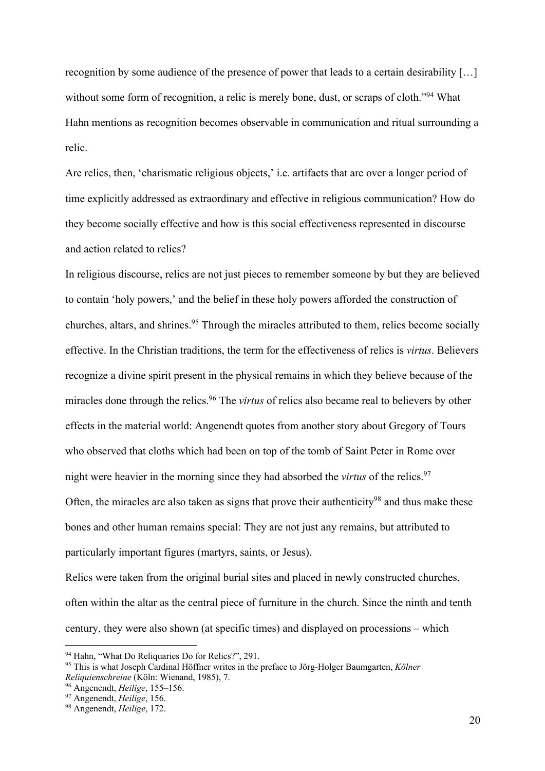recognition by some audience of the presence of power that leads to a certain desirability […] without some form of recognition, a relic is merely bone, dust, or scraps of cloth."[94] What Hahn mentions as recognition becomes observable in communication and ritual surrounding a relic.

Are relics, then, 'charismatic religious objects,' i.e. artifacts that are over a longer period of time explicitly addressed as extraordinary and effective in religious communication? How do they become socially effective and how is this social effectiveness represented in discourse and action related to relics?

In religious discourse, relics are not just pieces to remember someone by but they are believed to contain 'holy powers,' and the belief in these holy powers afforded the construction of churches, altars, and shrines.[95] Through the miracles attributed to them, relics become socially effective. In the Christian traditions, the term for the effectiveness of relics is *virtus*. Believers recognize a divine spirit present in the physical remains in which they believe because of the miracles done through the relics.[96] The *virtus* of relics also became real to believers by other effects in the material world: Angenendt quotes from another story about Gregory of Tours who observed that cloths which had been on top of the tomb of Saint Peter in Rome over night were heavier in the morning since they had absorbed the *virtus* of the relics.[97]

Often, the miracles are also taken as signs that prove their authenticity[98] and thus make these bones and other human remains special: They are not just any remains, but attributed to particularly important figures (martyrs, saints, or Jesus).

Relics were taken from the original burial sites and placed in newly constructed churches, often within the altar as the central piece of furniture in the church. Since the ninth and tenth century, they were also shown (at specific times) and displayed on processions – which

---

[94] Hahn, "What Do Reliquaries Do for Relics?", 291.

[95] This is what Joseph Cardinal Höffner writes in the preface to Jörg-Holger Baumgarten, *Kölner Reliquienschreine* (Köln: Wienand, 1985), 7.

[96] Angenendt, *Heilige*, 155–156.

[97] Angenendt, *Heilige*, 156.

[98] Angenendt, *Heilige*, 172.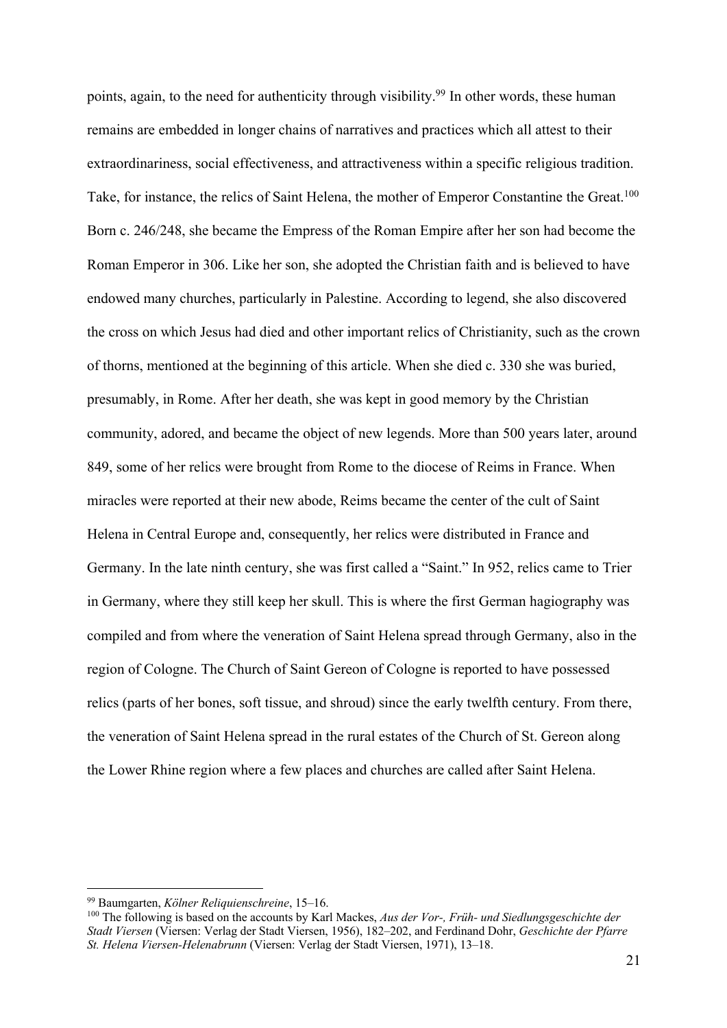points, again, to the need for authenticity through visibility.[99] In other words, these human remains are embedded in longer chains of narratives and practices which all attest to their extraordinariness, social effectiveness, and attractiveness within a specific religious tradition. Take, for instance, the relics of Saint Helena, the mother of Emperor Constantine the Great.[100] Born c. 246/248, she became the Empress of the Roman Empire after her son had become the Roman Emperor in 306. Like her son, she adopted the Christian faith and is believed to have endowed many churches, particularly in Palestine. According to legend, she also discovered the cross on which Jesus had died and other important relics of Christianity, such as the crown of thorns, mentioned at the beginning of this article. When she died c. 330 she was buried, presumably, in Rome. After her death, she was kept in good memory by the Christian community, adored, and became the object of new legends. More than 500 years later, around 849, some of her relics were brought from Rome to the diocese of Reims in France. When miracles were reported at their new abode, Reims became the center of the cult of Saint Helena in Central Europe and, consequently, her relics were distributed in France and Germany. In the late ninth century, she was first called a "Saint." In 952, relics came to Trier in Germany, where they still keep her skull. This is where the first German hagiography was compiled and from where the veneration of Saint Helena spread through Germany, also in the region of Cologne. The Church of Saint Gereon of Cologne is reported to have possessed relics (parts of her bones, soft tissue, and shroud) since the early twelfth century. From there, the veneration of Saint Helena spread in the rural estates of the Church of St. Gereon along the Lower Rhine region where a few places and churches are called after Saint Helena.

---

[99] Baumgarten, *Kölner Reliquienschreine*, 15–16.

[100] The following is based on the accounts by Karl Mackes, *Aus der Vor-, Früh- und Siedlungsgeschichte der Stadt Viersen* (Viersen: Verlag der Stadt Viersen, 1956), 182–202, and Ferdinand Dohr, *Geschichte der Pfarre St. Helena Viersen-Helenabrunn* (Viersen: Verlag der Stadt Viersen, 1971), 13–18.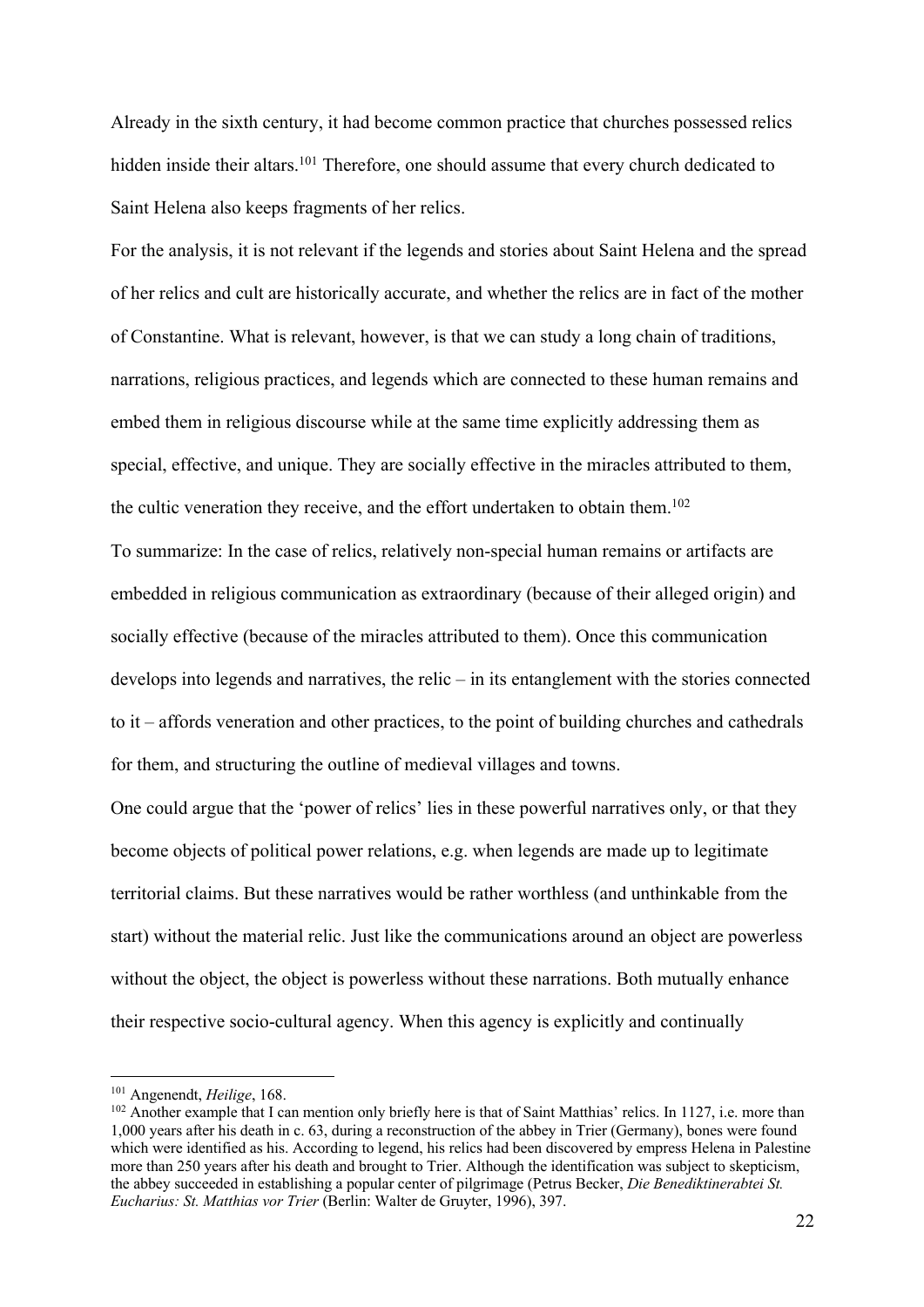Already in the sixth century, it had become common practice that churches possessed relics hidden inside their altars.[101] Therefore, one should assume that every church dedicated to Saint Helena also keeps fragments of her relics.

For the analysis, it is not relevant if the legends and stories about Saint Helena and the spread of her relics and cult are historically accurate, and whether the relics are in fact of the mother of Constantine. What is relevant, however, is that we can study a long chain of traditions, narrations, religious practices, and legends which are connected to these human remains and embed them in religious discourse while at the same time explicitly addressing them as special, effective, and unique. They are socially effective in the miracles attributed to them, the cultic veneration they receive, and the effort undertaken to obtain them.[102]

To summarize: In the case of relics, relatively non-special human remains or artifacts are embedded in religious communication as extraordinary (because of their alleged origin) and socially effective (because of the miracles attributed to them). Once this communication develops into legends and narratives, the relic – in its entanglement with the stories connected to it – affords veneration and other practices, to the point of building churches and cathedrals for them, and structuring the outline of medieval villages and towns.

One could argue that the 'power of relics' lies in these powerful narratives only, or that they become objects of political power relations, e.g. when legends are made up to legitimate territorial claims. But these narratives would be rather worthless (and unthinkable from the start) without the material relic. Just like the communications around an object are powerless without the object, the object is powerless without these narrations. Both mutually enhance their respective socio-cultural agency. When this agency is explicitly and continually

---

[101] Angenendt, *Heilige*, 168.

[102] Another example that I can mention only briefly here is that of Saint Matthias' relics. In 1127, i.e. more than 1,000 years after his death in c. 63, during a reconstruction of the abbey in Trier (Germany), bones were found which were identified as his. According to legend, his relics had been discovered by empress Helena in Palestine more than 250 years after his death and brought to Trier. Although the identification was subject to skepticism, the abbey succeeded in establishing a popular center of pilgrimage (Petrus Becker, *Die Benediktinerabtei St. Eucharius: St. Matthias vor Trier* (Berlin: Walter de Gruyter, 1996), 397.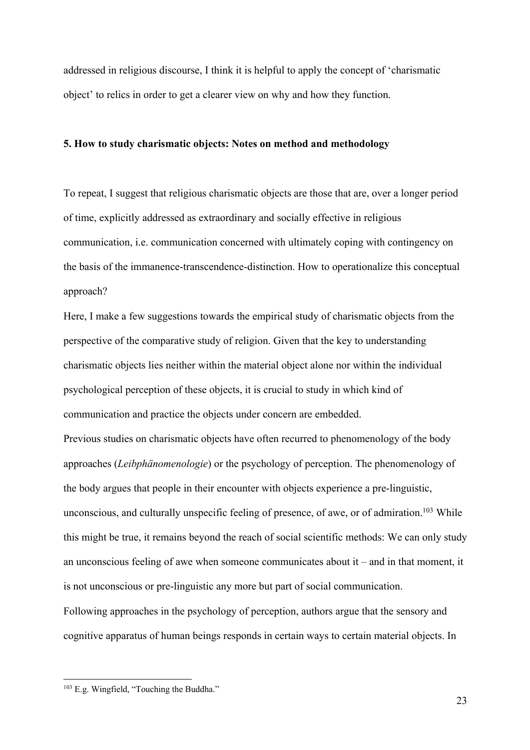addressed in religious discourse, I think it is helpful to apply the concept of 'charismatic object' to relics in order to get a clearer view on why and how they function.

## 5. How to study charismatic objects: Notes on method and methodology

To repeat, I suggest that religious charismatic objects are those that are, over a longer period of time, explicitly addressed as extraordinary and socially effective in religious communication, i.e. communication concerned with ultimately coping with contingency on the basis of the immanence-transcendence-distinction. How to operationalize this conceptual approach?

Here, I make a few suggestions towards the empirical study of charismatic objects from the perspective of the comparative study of religion. Given that the key to understanding charismatic objects lies neither within the material object alone nor within the individual psychological perception of these objects, it is crucial to study in which kind of communication and practice the objects under concern are embedded.

Previous studies on charismatic objects have often recurred to phenomenology of the body approaches (*Leibphänomenologie*) or the psychology of perception. The phenomenology of the body argues that people in their encounter with objects experience a pre-linguistic, unconscious, and culturally unspecific feeling of presence, of awe, or of admiration.[103] While this might be true, it remains beyond the reach of social scientific methods: We can only study an unconscious feeling of awe when someone communicates about it – and in that moment, it is not unconscious or pre-linguistic any more but part of social communication.

Following approaches in the psychology of perception, authors argue that the sensory and cognitive apparatus of human beings responds in certain ways to certain material objects. In

[103] E.g. Wingfield, "Touching the Buddha."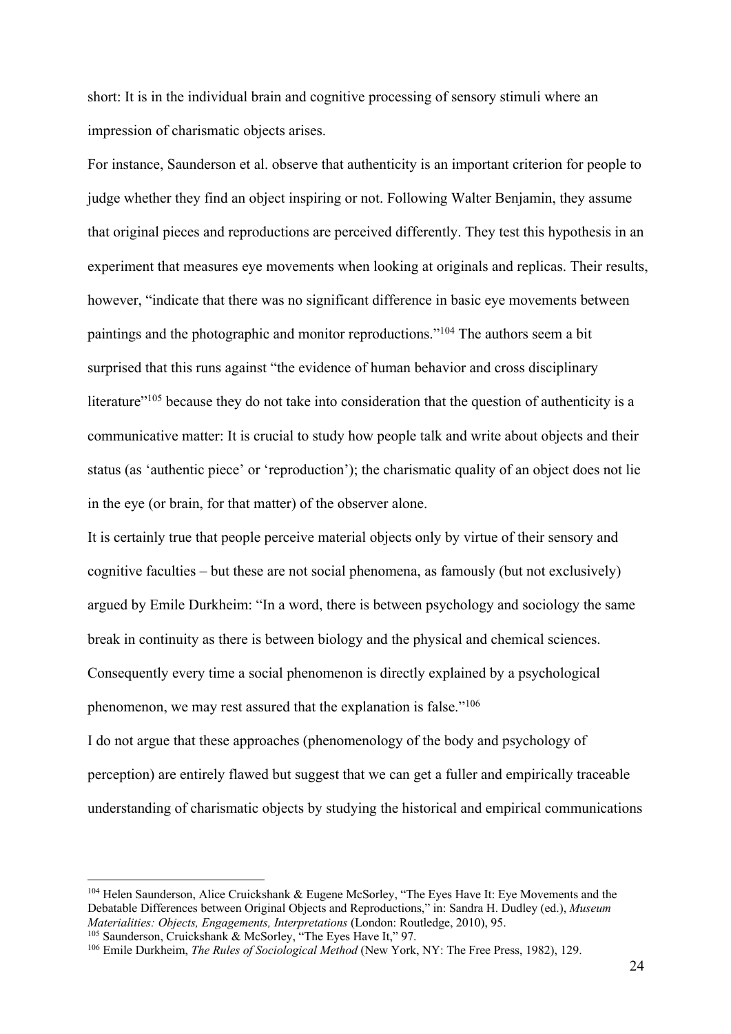short: It is in the individual brain and cognitive processing of sensory stimuli where an impression of charismatic objects arises.

For instance, Saunderson et al. observe that authenticity is an important criterion for people to judge whether they find an object inspiring or not. Following Walter Benjamin, they assume that original pieces and reproductions are perceived differently. They test this hypothesis in an experiment that measures eye movements when looking at originals and replicas. Their results, however, "indicate that there was no significant difference in basic eye movements between paintings and the photographic and monitor reproductions."[104] The authors seem a bit surprised that this runs against "the evidence of human behavior and cross disciplinary literature"[105] because they do not take into consideration that the question of authenticity is a communicative matter: It is crucial to study how people talk and write about objects and their status (as 'authentic piece' or 'reproduction'); the charismatic quality of an object does not lie in the eye (or brain, for that matter) of the observer alone.

It is certainly true that people perceive material objects only by virtue of their sensory and cognitive faculties – but these are not social phenomena, as famously (but not exclusively) argued by Emile Durkheim: "In a word, there is between psychology and sociology the same break in continuity as there is between biology and the physical and chemical sciences. Consequently every time a social phenomenon is directly explained by a psychological phenomenon, we may rest assured that the explanation is false."[106]

I do not argue that these approaches (phenomenology of the body and psychology of perception) are entirely flawed but suggest that we can get a fuller and empirically traceable understanding of charismatic objects by studying the historical and empirical communications

---

[104] Helen Saunderson, Alice Cruickshank & Eugene McSorley, "The Eyes Have It: Eye Movements and the Debatable Differences between Original Objects and Reproductions," in: Sandra H. Dudley (ed.), *Museum Materialities: Objects, Engagements, Interpretations* (London: Routledge, 2010), 95.

[105] Saunderson, Cruickshank & McSorley, "The Eyes Have It," 97.

[106] Emile Durkheim, *The Rules of Sociological Method* (New York, NY: The Free Press, 1982), 129.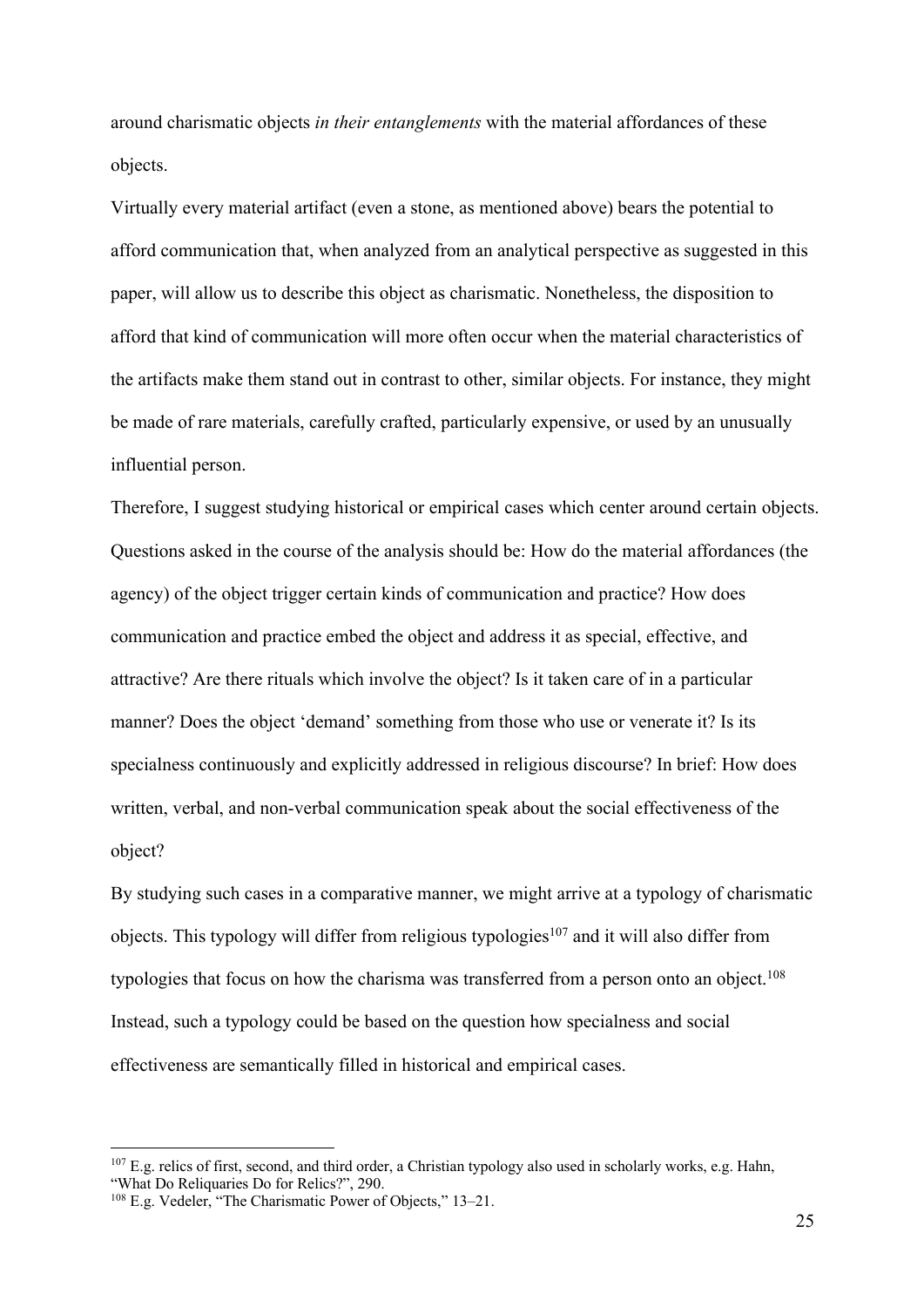around charismatic objects *in their entanglements* with the material affordances of these objects.

Virtually every material artifact (even a stone, as mentioned above) bears the potential to afford communication that, when analyzed from an analytical perspective as suggested in this paper, will allow us to describe this object as charismatic. Nonetheless, the disposition to afford that kind of communication will more often occur when the material characteristics of the artifacts make them stand out in contrast to other, similar objects. For instance, they might be made of rare materials, carefully crafted, particularly expensive, or used by an unusually influential person.

Therefore, I suggest studying historical or empirical cases which center around certain objects. Questions asked in the course of the analysis should be: How do the material affordances (the agency) of the object trigger certain kinds of communication and practice? How does communication and practice embed the object and address it as special, effective, and attractive? Are there rituals which involve the object? Is it taken care of in a particular manner? Does the object 'demand' something from those who use or venerate it? Is its specialness continuously and explicitly addressed in religious discourse? In brief: How does written, verbal, and non-verbal communication speak about the social effectiveness of the object?

By studying such cases in a comparative manner, we might arrive at a typology of charismatic objects. This typology will differ from religious typologies[107] and it will also differ from typologies that focus on how the charisma was transferred from a person onto an object.[108] Instead, such a typology could be based on the question how specialness and social effectiveness are semantically filled in historical and empirical cases.

---

[107] E.g. relics of first, second, and third order, a Christian typology also used in scholarly works, e.g. Hahn, "What Do Reliquaries Do for Relics?", 290.

[108] E.g. Vedeler, "The Charismatic Power of Objects," 13–21.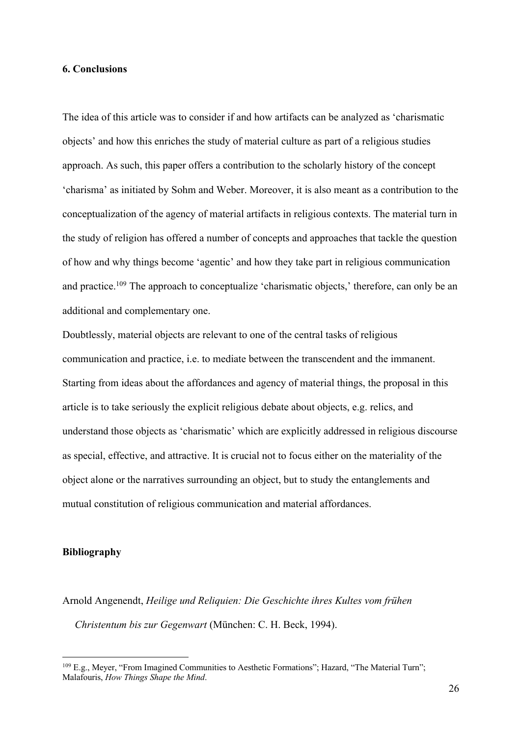## 6. Conclusions

The idea of this article was to consider if and how artifacts can be analyzed as 'charismatic objects' and how this enriches the study of material culture as part of a religious studies approach. As such, this paper offers a contribution to the scholarly history of the concept 'charisma' as initiated by Sohm and Weber. Moreover, it is also meant as a contribution to the conceptualization of the agency of material artifacts in religious contexts. The material turn in the study of religion has offered a number of concepts and approaches that tackle the question of how and why things become 'agentic' and how they take part in religious communication and practice.[109] The approach to conceptualize 'charismatic objects,' therefore, can only be an additional and complementary one.

Doubtlessly, material objects are relevant to one of the central tasks of religious communication and practice, i.e. to mediate between the transcendent and the immanent. Starting from ideas about the affordances and agency of material things, the proposal in this article is to take seriously the explicit religious debate about objects, e.g. relics, and understand those objects as 'charismatic' which are explicitly addressed in religious discourse as special, effective, and attractive. It is crucial not to focus either on the materiality of the object alone or the narratives surrounding an object, but to study the entanglements and mutual constitution of religious communication and material affordances.

## Bibliography

Arnold Angenendt, *Heilige und Reliquien: Die Geschichte ihres Kultes vom frühen Christentum bis zur Gegenwart* (München: C. H. Beck, 1994).

---

[109] E.g., Meyer, "From Imagined Communities to Aesthetic Formations"; Hazard, "The Material Turn"; Malafouris, *How Things Shape the Mind*.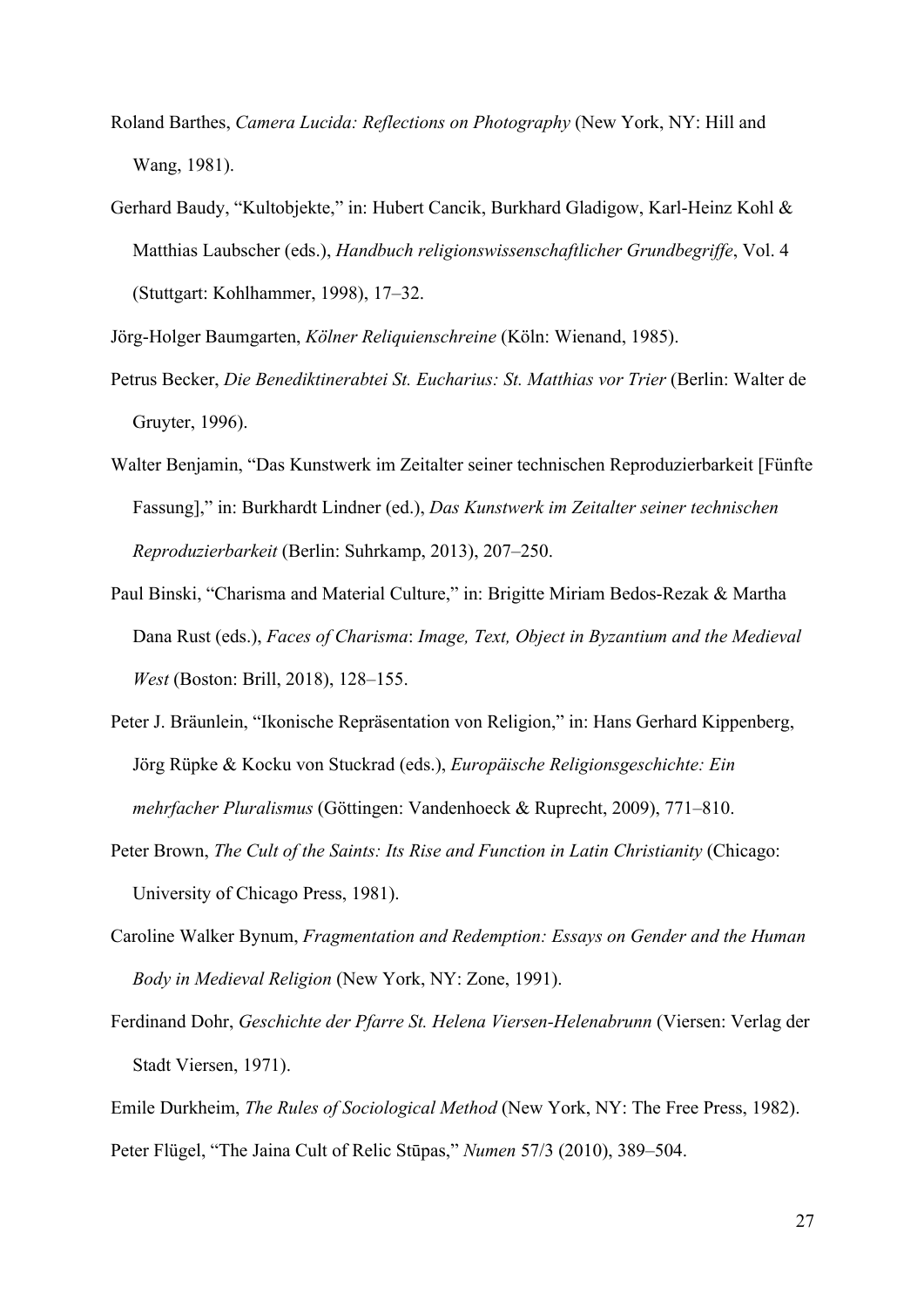Roland Barthes, *Camera Lucida: Reflections on Photography* (New York, NY: Hill and Wang, 1981).

Gerhard Baudy, "Kultobjekte," in: Hubert Cancik, Burkhard Gladigow, Karl-Heinz Kohl & Matthias Laubscher (eds.), *Handbuch religionswissenschaftlicher Grundbegriffe*, Vol. 4 (Stuttgart: Kohlhammer, 1998), 17–32.

Jörg-Holger Baumgarten, *Kölner Reliquienschreine* (Köln: Wienand, 1985).

Petrus Becker, *Die Benediktinerabtei St. Eucharius: St. Matthias vor Trier* (Berlin: Walter de Gruyter, 1996).

Walter Benjamin, "Das Kunstwerk im Zeitalter seiner technischen Reproduzierbarkeit [Fünfte Fassung]," in: Burkhardt Lindner (ed.), *Das Kunstwerk im Zeitalter seiner technischen Reproduzierbarkeit* (Berlin: Suhrkamp, 2013), 207–250.

Paul Binski, "Charisma and Material Culture," in: Brigitte Miriam Bedos-Rezak & Martha Dana Rust (eds.), *Faces of Charisma: Image, Text, Object in Byzantium and the Medieval West* (Boston: Brill, 2018), 128–155.

Peter J. Bräunlein, "Ikonische Repräsentation von Religion," in: Hans Gerhard Kippenberg, Jörg Rüpke & Kocku von Stuckrad (eds.), *Europäische Religionsgeschichte: Ein mehrfacher Pluralismus* (Göttingen: Vandenhoeck & Ruprecht, 2009), 771–810.

Peter Brown, *The Cult of the Saints: Its Rise and Function in Latin Christianity* (Chicago: University of Chicago Press, 1981).

Caroline Walker Bynum, *Fragmentation and Redemption: Essays on Gender and the Human Body in Medieval Religion* (New York, NY: Zone, 1991).

Ferdinand Dohr, *Geschichte der Pfarre St. Helena Viersen-Helenabrunn* (Viersen: Verlag der Stadt Viersen, 1971).

Emile Durkheim, *The Rules of Sociological Method* (New York, NY: The Free Press, 1982).

Peter Flügel, "The Jaina Cult of Relic Stūpas," *Numen* 57/3 (2010), 389–504.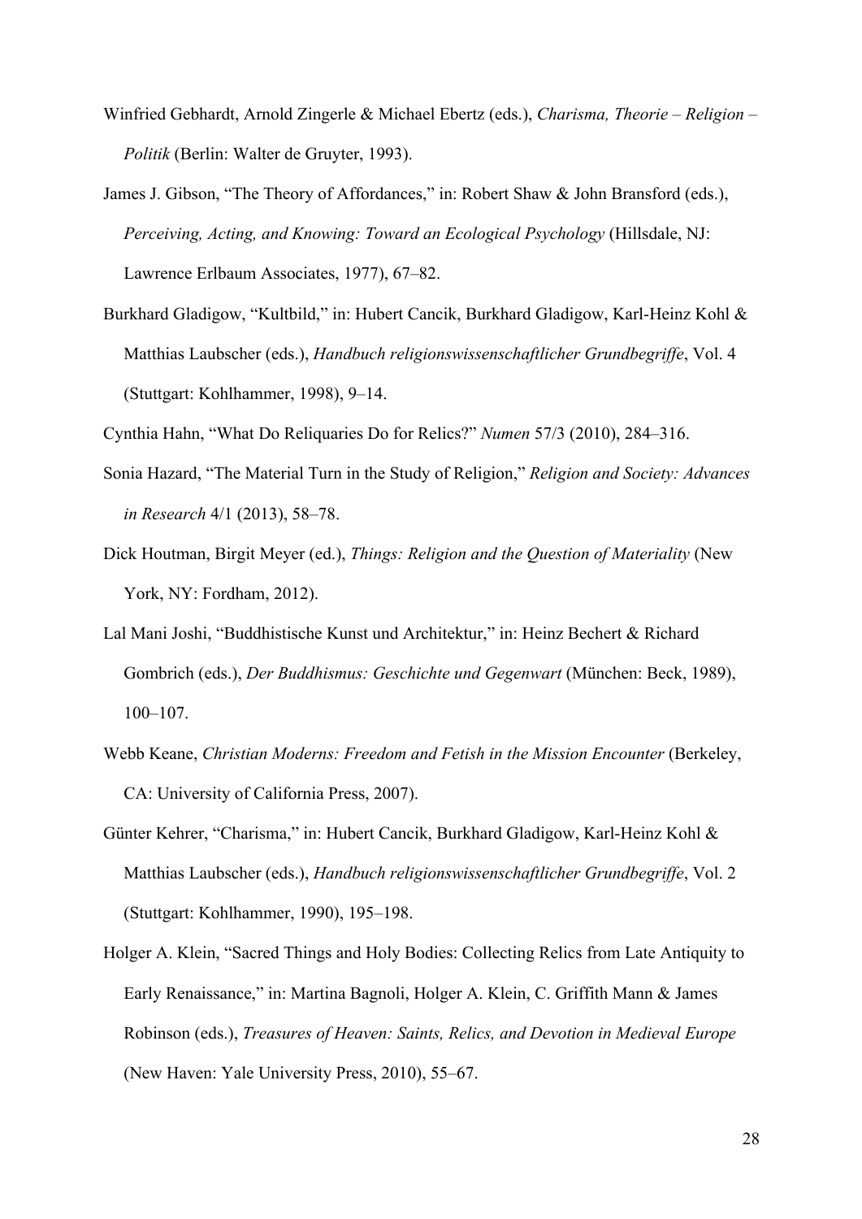Winfried Gebhardt, Arnold Zingerle & Michael Ebertz (eds.), *Charisma, Theorie – Religion – Politik* (Berlin: Walter de Gruyter, 1993).

James J. Gibson, "The Theory of Affordances," in: Robert Shaw & John Bransford (eds.), *Perceiving, Acting, and Knowing: Toward an Ecological Psychology* (Hillsdale, NJ: Lawrence Erlbaum Associates, 1977), 67–82.

Burkhard Gladigow, "Kultbild," in: Hubert Cancik, Burkhard Gladigow, Karl-Heinz Kohl & Matthias Laubscher (eds.), *Handbuch religionswissenschaftlicher Grundbegriffe*, Vol. 4 (Stuttgart: Kohlhammer, 1998), 9–14.

Cynthia Hahn, "What Do Reliquaries Do for Relics?" *Numen* 57/3 (2010), 284–316.

Sonia Hazard, "The Material Turn in the Study of Religion," *Religion and Society: Advances in Research* 4/1 (2013), 58–78.

Dick Houtman, Birgit Meyer (ed.), *Things: Religion and the Question of Materiality* (New York, NY: Fordham, 2012).

Lal Mani Joshi, "Buddhistische Kunst und Architektur," in: Heinz Bechert & Richard Gombrich (eds.), *Der Buddhismus: Geschichte und Gegenwart* (München: Beck, 1989), 100–107.

Webb Keane, *Christian Moderns: Freedom and Fetish in the Mission Encounter* (Berkeley, CA: University of California Press, 2007).

Günter Kehrer, "Charisma," in: Hubert Cancik, Burkhard Gladigow, Karl-Heinz Kohl & Matthias Laubscher (eds.), *Handbuch religionswissenschaftlicher Grundbegriffe*, Vol. 2 (Stuttgart: Kohlhammer, 1990), 195–198.

Holger A. Klein, "Sacred Things and Holy Bodies: Collecting Relics from Late Antiquity to Early Renaissance," in: Martina Bagnoli, Holger A. Klein, C. Griffith Mann & James Robinson (eds.), *Treasures of Heaven: Saints, Relics, and Devotion in Medieval Europe* (New Haven: Yale University Press, 2010), 55–67.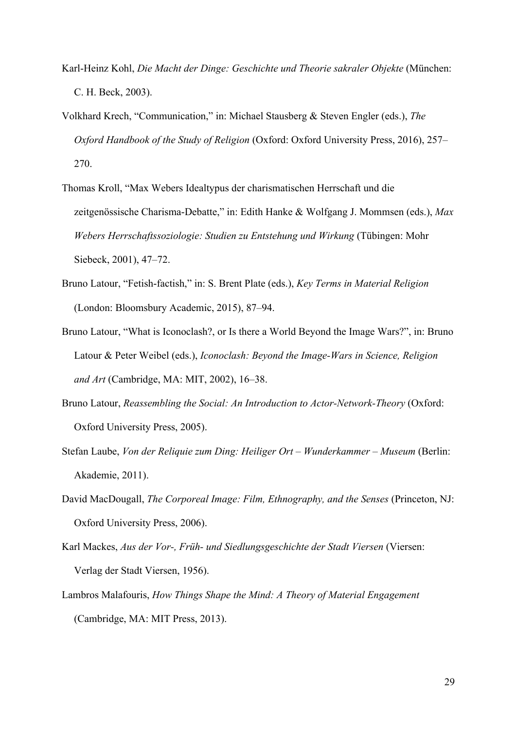Karl-Heinz Kohl, *Die Macht der Dinge: Geschichte und Theorie sakraler Objekte* (München: C. H. Beck, 2003).

Volkhard Krech, "Communication," in: Michael Stausberg & Steven Engler (eds.), *The Oxford Handbook of the Study of Religion* (Oxford: Oxford University Press, 2016), 257–270.

Thomas Kroll, "Max Webers Idealtypus der charismatischen Herrschaft und die zeitgenössische Charisma-Debatte," in: Edith Hanke & Wolfgang J. Mommsen (eds.), *Max Webers Herrschaftssoziologie: Studien zu Entstehung und Wirkung* (Tübingen: Mohr Siebeck, 2001), 47–72.

Bruno Latour, "Fetish-factish," in: S. Brent Plate (eds.), *Key Terms in Material Religion* (London: Bloomsbury Academic, 2015), 87–94.

Bruno Latour, "What is Iconoclash?, or Is there a World Beyond the Image Wars?", in: Bruno Latour & Peter Weibel (eds.), *Iconoclash: Beyond the Image-Wars in Science, Religion and Art* (Cambridge, MA: MIT, 2002), 16–38.

Bruno Latour, *Reassembling the Social: An Introduction to Actor-Network-Theory* (Oxford: Oxford University Press, 2005).

Stefan Laube, *Von der Reliquie zum Ding: Heiliger Ort – Wunderkammer – Museum* (Berlin: Akademie, 2011).

David MacDougall, *The Corporeal Image: Film, Ethnography, and the Senses* (Princeton, NJ: Oxford University Press, 2006).

Karl Mackes, *Aus der Vor-, Früh- und Siedlungsgeschichte der Stadt Viersen* (Viersen: Verlag der Stadt Viersen, 1956).

Lambros Malafouris, *How Things Shape the Mind: A Theory of Material Engagement* (Cambridge, MA: MIT Press, 2013).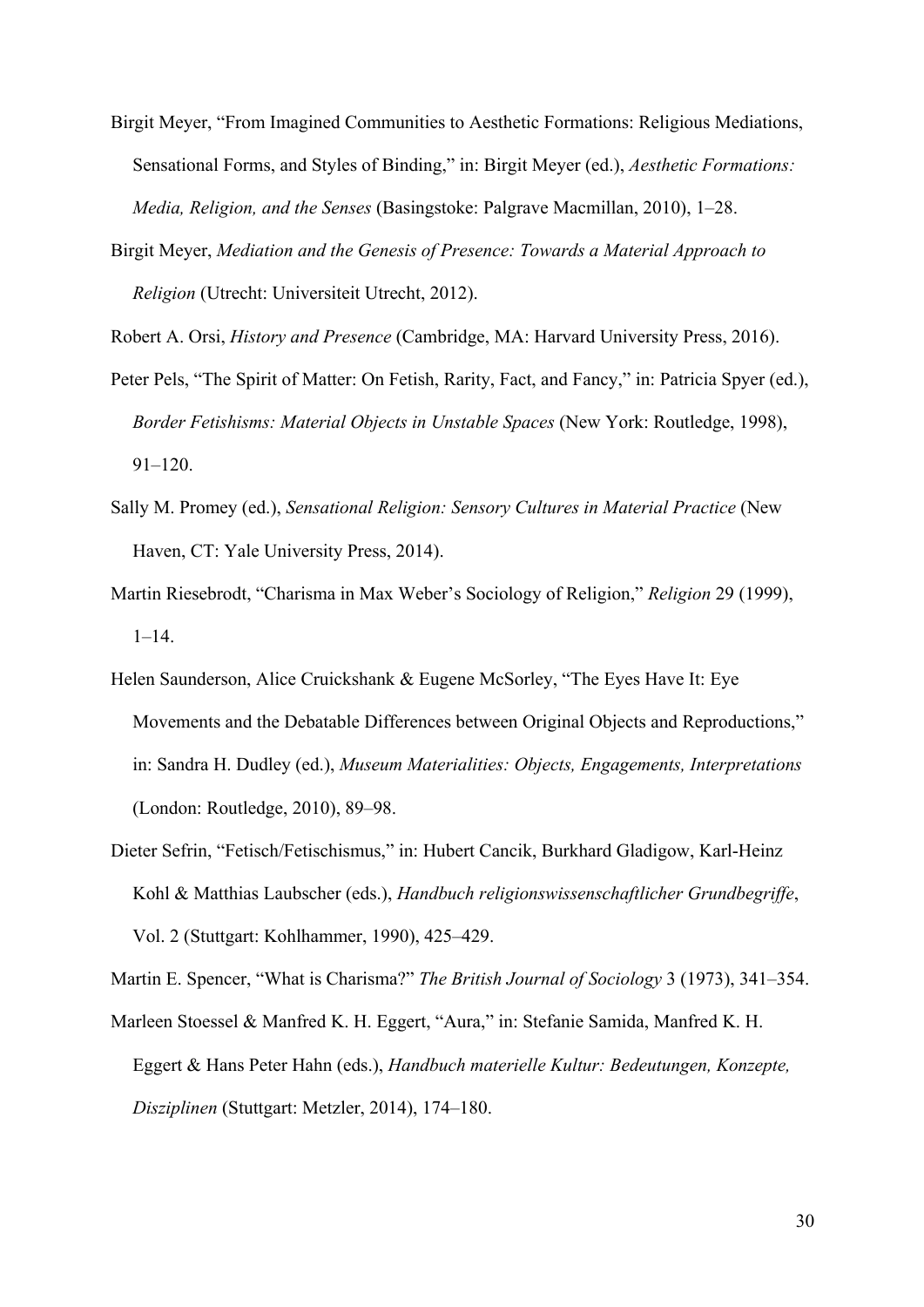Birgit Meyer, "From Imagined Communities to Aesthetic Formations: Religious Mediations, Sensational Forms, and Styles of Binding," in: Birgit Meyer (ed.), *Aesthetic Formations: Media, Religion, and the Senses* (Basingstoke: Palgrave Macmillan, 2010), 1–28.

Birgit Meyer, *Mediation and the Genesis of Presence: Towards a Material Approach to Religion* (Utrecht: Universiteit Utrecht, 2012).

Robert A. Orsi, *History and Presence* (Cambridge, MA: Harvard University Press, 2016).

Peter Pels, "The Spirit of Matter: On Fetish, Rarity, Fact, and Fancy," in: Patricia Spyer (ed.), *Border Fetishisms: Material Objects in Unstable Spaces* (New York: Routledge, 1998), 91–120.

Sally M. Promey (ed.), *Sensational Religion: Sensory Cultures in Material Practice* (New Haven, CT: Yale University Press, 2014).

Martin Riesebrodt, "Charisma in Max Weber's Sociology of Religion," *Religion* 29 (1999), 1–14.

Helen Saunderson, Alice Cruickshank & Eugene McSorley, "The Eyes Have It: Eye Movements and the Debatable Differences between Original Objects and Reproductions," in: Sandra H. Dudley (ed.), *Museum Materialities: Objects, Engagements, Interpretations* (London: Routledge, 2010), 89–98.

Dieter Sefrin, "Fetisch/Fetischismus," in: Hubert Cancik, Burkhard Gladigow, Karl-Heinz Kohl & Matthias Laubscher (eds.), *Handbuch religionswissenschaftlicher Grundbegriffe*, Vol. 2 (Stuttgart: Kohlhammer, 1990), 425–429.

Martin E. Spencer, "What is Charisma?" *The British Journal of Sociology* 3 (1973), 341–354.

Marleen Stoessel & Manfred K. H. Eggert, "Aura," in: Stefanie Samida, Manfred K. H. Eggert & Hans Peter Hahn (eds.), *Handbuch materielle Kultur: Bedeutungen, Konzepte, Disziplinen* (Stuttgart: Metzler, 2014), 174–180.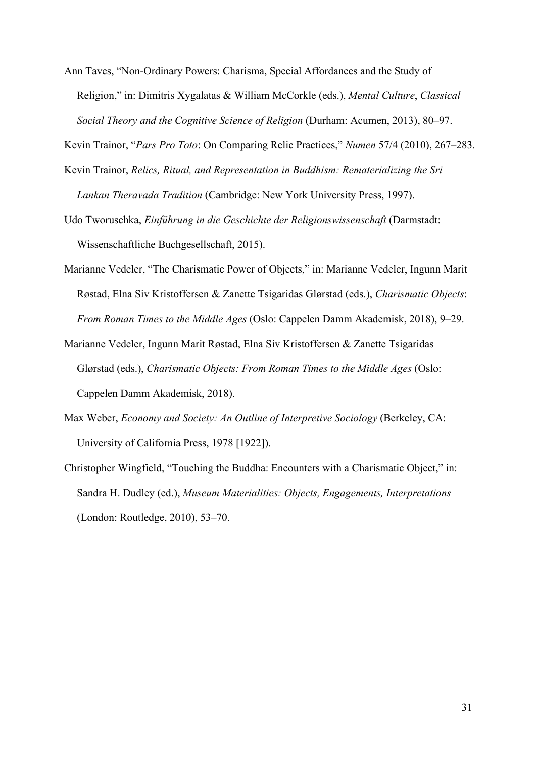Ann Taves, "Non-Ordinary Powers: Charisma, Special Affordances and the Study of Religion," in: Dimitris Xygalatas & William McCorkle (eds.), *Mental Culture*, *Classical Social Theory and the Cognitive Science of Religion* (Durham: Acumen, 2013), 80–97.

Kevin Trainor, "*Pars Pro Toto*: On Comparing Relic Practices," *Numen* 57/4 (2010), 267–283.

Kevin Trainor, *Relics, Ritual, and Representation in Buddhism: Rematerializing the Sri Lankan Theravada Tradition* (Cambridge: New York University Press, 1997).

Udo Tworuschka, *Einführung in die Geschichte der Religionswissenschaft* (Darmstadt: Wissenschaftliche Buchgesellschaft, 2015).

Marianne Vedeler, "The Charismatic Power of Objects," in: Marianne Vedeler, Ingunn Marit Røstad, Elna Siv Kristoffersen & Zanette Tsigaridas Glørstad (eds.), *Charismatic Objects*: *From Roman Times to the Middle Ages* (Oslo: Cappelen Damm Akademisk, 2018), 9–29.

Marianne Vedeler, Ingunn Marit Røstad, Elna Siv Kristoffersen & Zanette Tsigaridas Glørstad (eds.), *Charismatic Objects: From Roman Times to the Middle Ages* (Oslo: Cappelen Damm Akademisk, 2018).

Max Weber, *Economy and Society: An Outline of Interpretive Sociology* (Berkeley, CA: University of California Press, 1978 [1922]).

Christopher Wingfield, "Touching the Buddha: Encounters with a Charismatic Object," in: Sandra H. Dudley (ed.), *Museum Materialities: Objects, Engagements, Interpretations* (London: Routledge, 2010), 53–70.